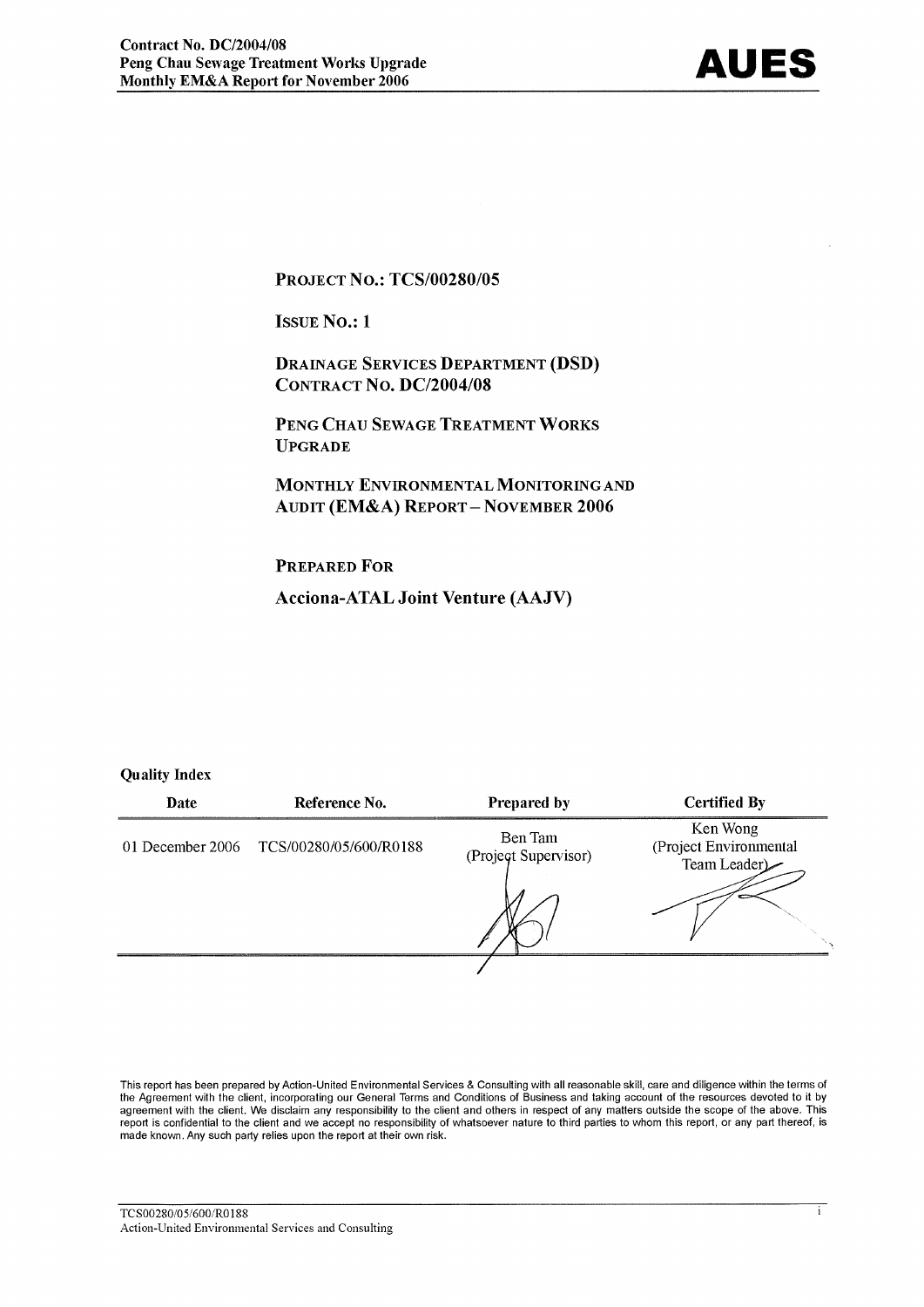**PROJECT NO.: TCS/00280/05**

**ISSUE NO.: 1**

**DRAINAGE SERVICES DEPARTMENT (DSD)**
**CONTRACT NO. DC/2004/08**

**PENG CHAU SEWAGE TREATMENT WORKS UPGRADE**

**MONTHLY ENVIRONMENTAL MONITORING AND AUDIT (EM&A) REPORT – NOVEMBER 2006**

**PREPARED FOR**

**Acciona-ATAL Joint Venture (AAJV)**

**Quality Index**

| Date | Reference No. | Prepared by | Certified By |
|---|---|---|---|
| 01 December 2006 | TCS/00280/05/600/R0188 | Ben Tam (Project Supervisor) | Ken Wong (Project Environmental Team Leader) |

This report has been prepared by Action-United Environmental Services & Consulting with all reasonable skill, care and diligence within the terms of the Agreement with the client, incorporating our General Terms and Conditions of Business and taking account of the resources devoted to it by agreement with the client. We disclaim any responsibility to the client and others in respect of any matters outside the scope of the above. This report is confidential to the client and we accept no responsibility of whatsoever nature to third parties to whom this report, or any part thereof, is made known. Any such party relies upon the report at their own risk.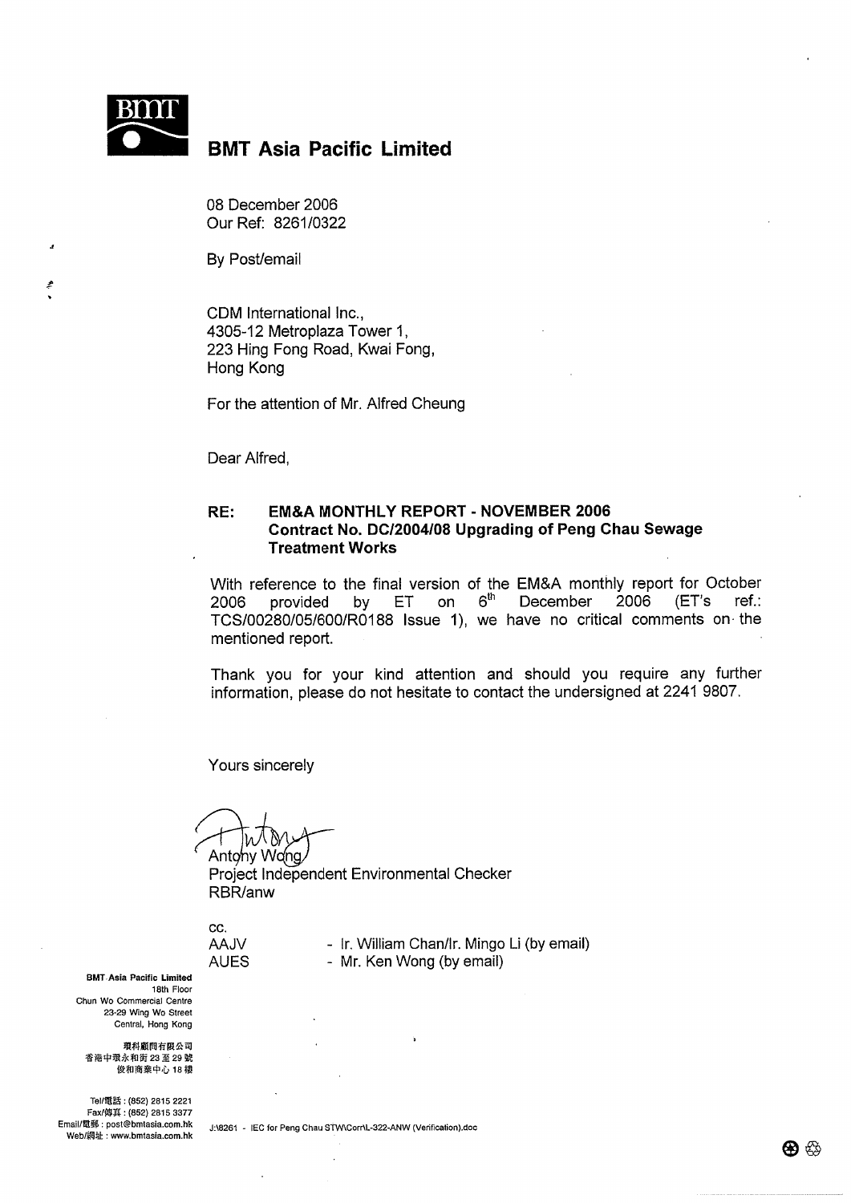# BMT Asia Pacific Limited

08 December 2006
Our Ref: 8261/0322

By Post/email

CDM International Inc.,
4305-12 Metroplaza Tower 1,
223 Hing Fong Road, Kwai Fong,
Hong Kong

For the attention of Mr. Alfred Cheung

Dear Alfred,

**RE: EM&A MONTHLY REPORT - NOVEMBER 2006**
**Contract No. DC/2004/08 Upgrading of Peng Chau Sewage Treatment Works**

With reference to the final version of the EM&A monthly report for October 2006 provided by ET on 6th December 2006 (ET's ref.: TCS/00280/05/600/R0188 Issue 1), we have no critical comments on the mentioned report.

Thank you for your kind attention and should you require any further information, please do not hesitate to contact the undersigned at 2241 9807.

Yours sincerely

Antony Wong
Project Independent Environmental Checker
RBR/anw

cc.
AAJV - Ir. William Chan/Ir. Mingo Li (by email)
AUES - Mr. Ken Wong (by email)

**BMT Asia Pacific Limited**
18th Floor
Chun Wo Commercial Centre
23-29 Wing Wo Street
Central, Hong Kong

環科顧問有限公司
香港中環永和街23至29號
俊和商業中心18樓

Tel/電話 : (852) 2815 2221
Fax/傳真 : (852) 2815 3377
Email/電郵 : post@bmtasia.com.hk
Web/網址 : www.bmtasia.com.hk

J:\8261 - IEC for Peng Chau STW\Corr\L-322-ANW (Verification).doc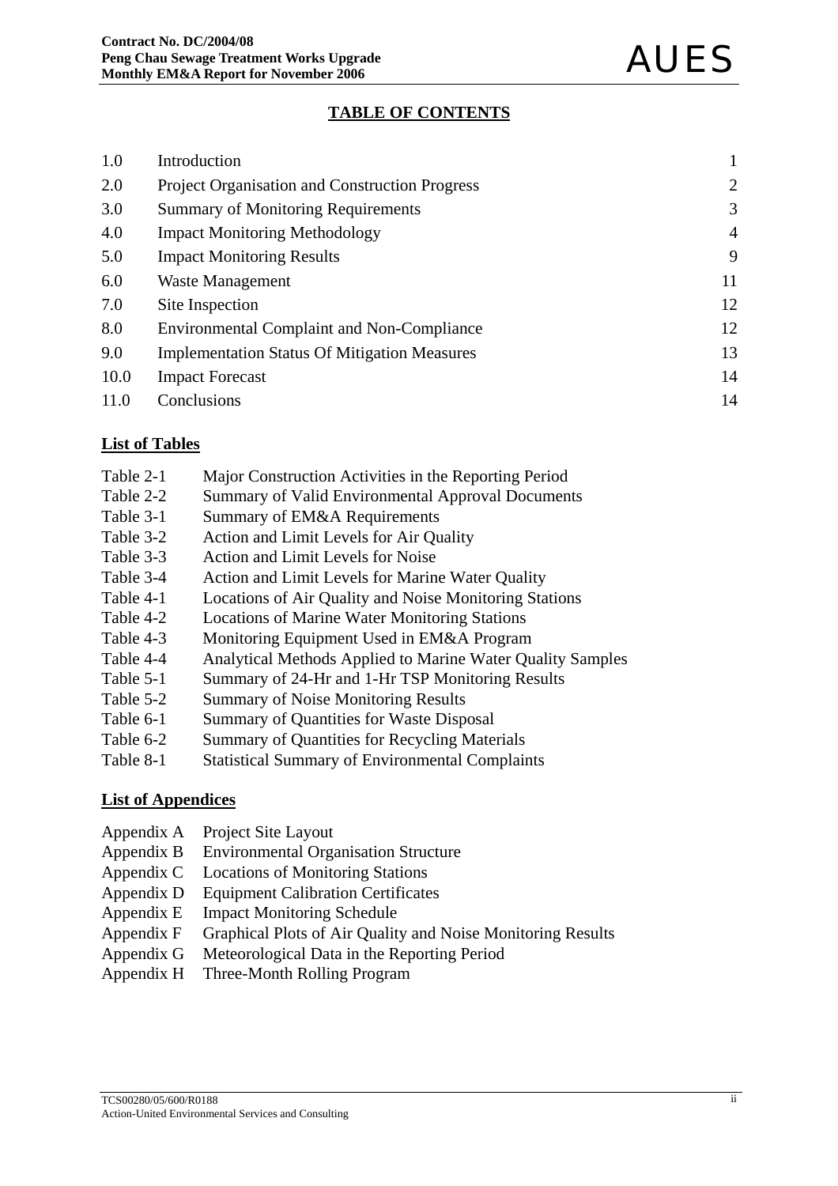# TABLE OF CONTENTS

| | | |
|---|---|---|
| 1.0 | Introduction | 1 |
| 2.0 | Project Organisation and Construction Progress | 2 |
| 3.0 | Summary of Monitoring Requirements | 3 |
| 4.0 | Impact Monitoring Methodology | 4 |
| 5.0 | Impact Monitoring Results | 9 |
| 6.0 | Waste Management | 11 |
| 7.0 | Site Inspection | 12 |
| 8.0 | Environmental Complaint and Non-Compliance | 12 |
| 9.0 | Implementation Status Of Mitigation Measures | 13 |
| 10.0 | Impact Forecast | 14 |
| 11.0 | Conclusions | 14 |

## List of Tables

| | |
|---|---|
| Table 2-1 | Major Construction Activities in the Reporting Period |
| Table 2-2 | Summary of Valid Environmental Approval Documents |
| Table 3-1 | Summary of EM&A Requirements |
| Table 3-2 | Action and Limit Levels for Air Quality |
| Table 3-3 | Action and Limit Levels for Noise |
| Table 3-4 | Action and Limit Levels for Marine Water Quality |
| Table 4-1 | Locations of Air Quality and Noise Monitoring Stations |
| Table 4-2 | Locations of Marine Water Monitoring Stations |
| Table 4-3 | Monitoring Equipment Used in EM&A Program |
| Table 4-4 | Analytical Methods Applied to Marine Water Quality Samples |
| Table 5-1 | Summary of 24-Hr and 1-Hr TSP Monitoring Results |
| Table 5-2 | Summary of Noise Monitoring Results |
| Table 6-1 | Summary of Quantities for Waste Disposal |
| Table 6-2 | Summary of Quantities for Recycling Materials |
| Table 8-1 | Statistical Summary of Environmental Complaints |

## List of Appendices

| | |
|---|---|
| Appendix A | Project Site Layout |
| Appendix B | Environmental Organisation Structure |
| Appendix C | Locations of Monitoring Stations |
| Appendix D | Equipment Calibration Certificates |
| Appendix E | Impact Monitoring Schedule |
| Appendix F | Graphical Plots of Air Quality and Noise Monitoring Results |
| Appendix G | Meteorological Data in the Reporting Period |
| Appendix H | Three-Month Rolling Program |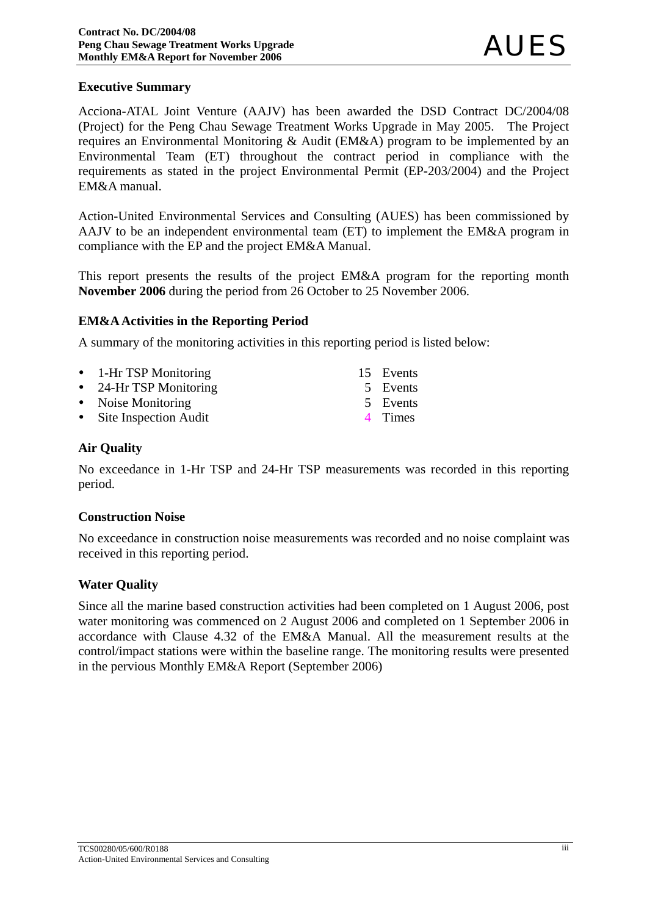## Executive Summary

Acciona-ATAL Joint Venture (AAJV) has been awarded the DSD Contract DC/2004/08 (Project) for the Peng Chau Sewage Treatment Works Upgrade in May 2005. The Project requires an Environmental Monitoring & Audit (EM&A) program to be implemented by an Environmental Team (ET) throughout the contract period in compliance with the requirements as stated in the project Environmental Permit (EP-203/2004) and the Project EM&A manual.

Action-United Environmental Services and Consulting (AUES) has been commissioned by AAJV to be an independent environmental team (ET) to implement the EM&A program in compliance with the EP and the project EM&A Manual.

This report presents the results of the project EM&A program for the reporting month **November 2006** during the period from 26 October to 25 November 2006.

### EM&A Activities in the Reporting Period

A summary of the monitoring activities in this reporting period is listed below:

- 1-Hr TSP Monitoring — 15 Events
- 24-Hr TSP Monitoring — 5 Events
- Noise Monitoring — 5 Events
- Site Inspection Audit — 4 Times

### Air Quality

No exceedance in 1-Hr TSP and 24-Hr TSP measurements was recorded in this reporting period.

### Construction Noise

No exceedance in construction noise measurements was recorded and no noise complaint was received in this reporting period.

### Water Quality

Since all the marine based construction activities had been completed on 1 August 2006, post water monitoring was commenced on 2 August 2006 and completed on 1 September 2006 in accordance with Clause 4.32 of the EM&A Manual. All the measurement results at the control/impact stations were within the baseline range. The monitoring results were presented in the pervious Monthly EM&A Report (September 2006)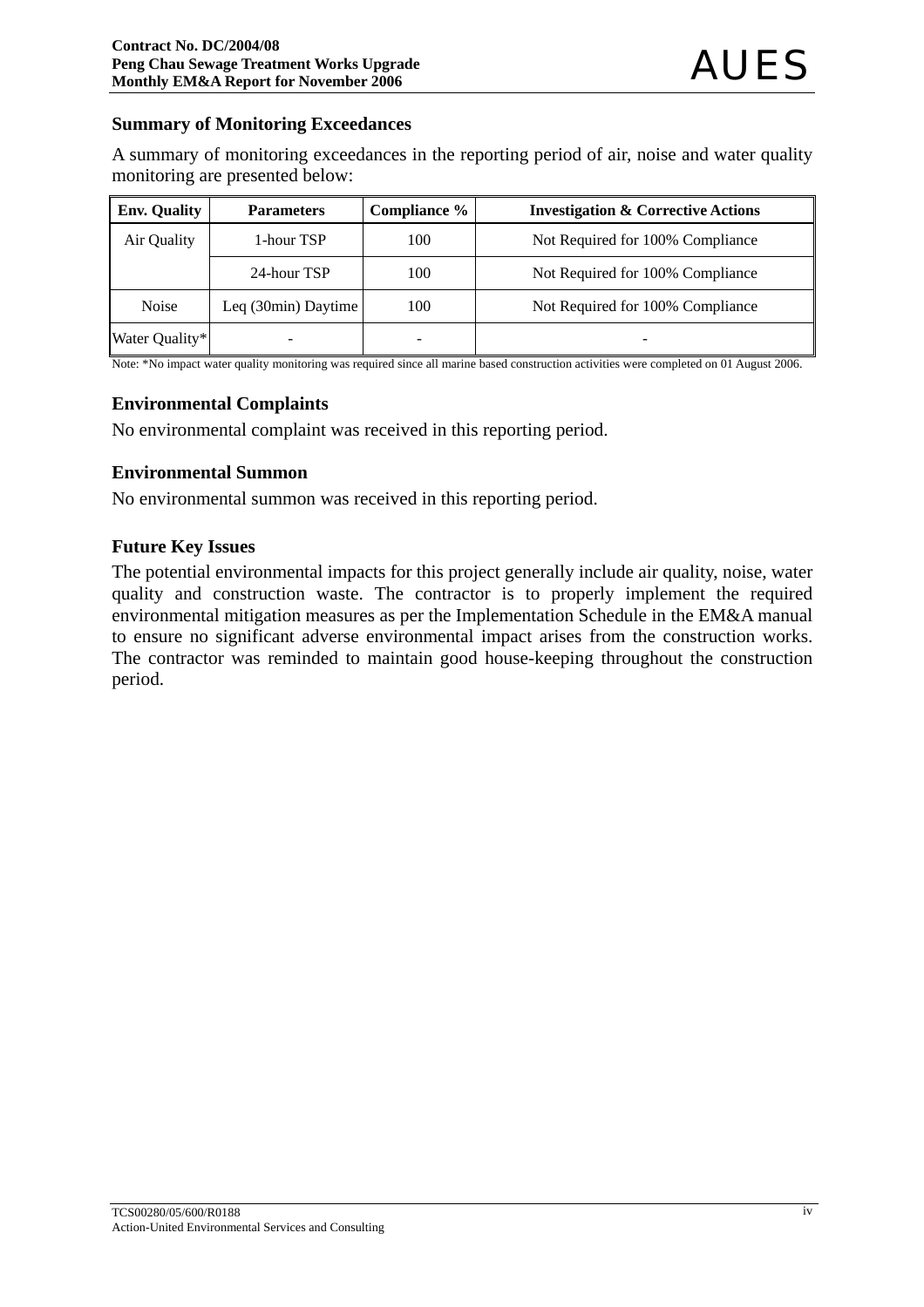## Summary of Monitoring Exceedances

A summary of monitoring exceedances in the reporting period of air, noise and water quality monitoring are presented below:

| Env. Quality | Parameters | Compliance % | Investigation & Corrective Actions |
|---|---|---|---|
| Air Quality | 1-hour TSP | 100 | Not Required for 100% Compliance |
| | 24-hour TSP | 100 | Not Required for 100% Compliance |
| Noise | Leq (30min) Daytime | 100 | Not Required for 100% Compliance |
| Water Quality* | - | - | - |

Note: *No impact water quality monitoring was required since all marine based construction activities were completed on 01 August 2006.

## Environmental Complaints

No environmental complaint was received in this reporting period.

## Environmental Summon

No environmental summon was received in this reporting period.

## Future Key Issues

The potential environmental impacts for this project generally include air quality, noise, water quality and construction waste. The contractor is to properly implement the required environmental mitigation measures as per the Implementation Schedule in the EM&A manual to ensure no significant adverse environmental impact arises from the construction works. The contractor was reminded to maintain good house-keeping throughout the construction period.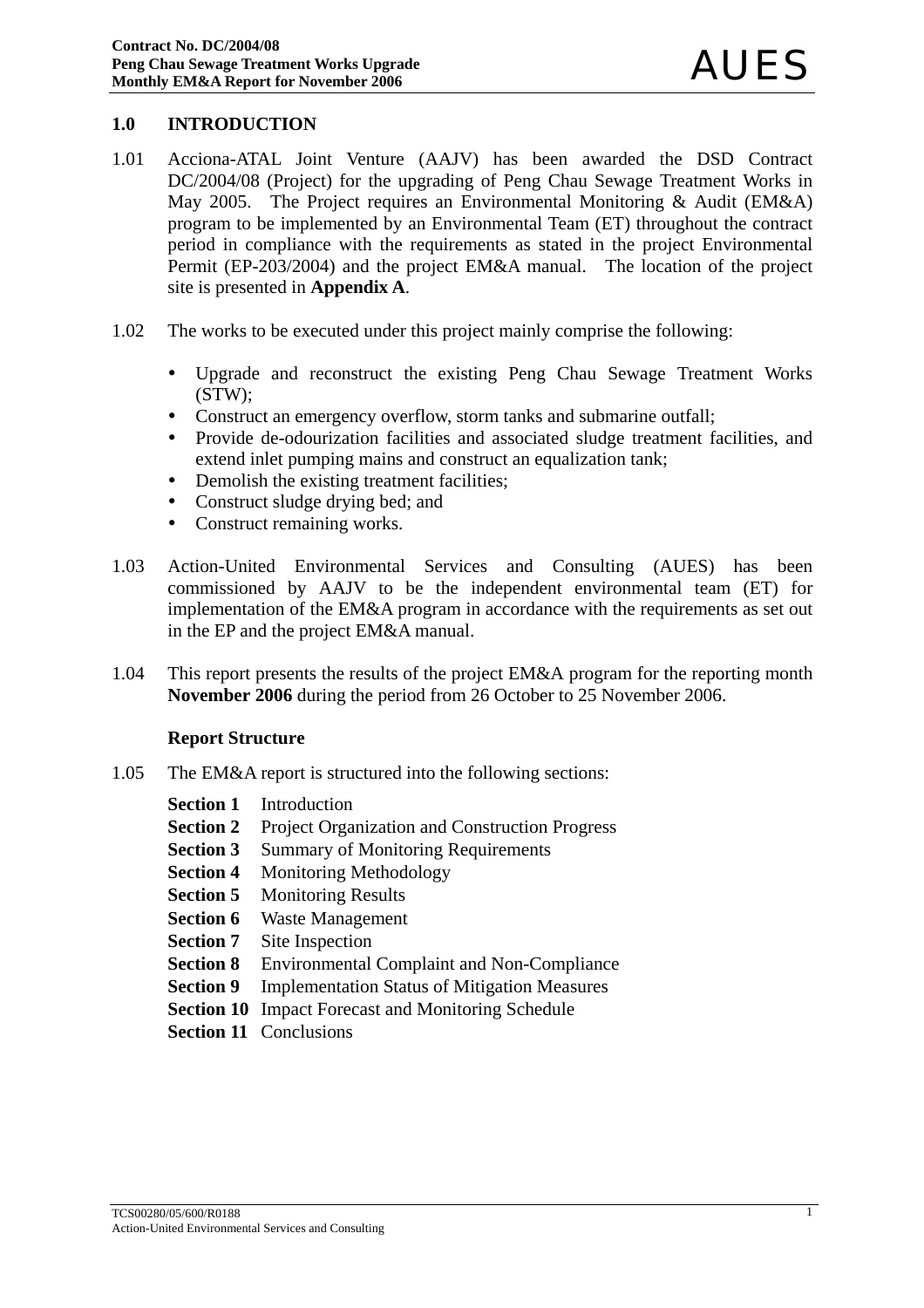# 1.0 INTRODUCTION

1.01 Acciona-ATAL Joint Venture (AAJV) has been awarded the DSD Contract DC/2004/08 (Project) for the upgrading of Peng Chau Sewage Treatment Works in May 2005. The Project requires an Environmental Monitoring & Audit (EM&A) program to be implemented by an Environmental Team (ET) throughout the contract period in compliance with the requirements as stated in the project Environmental Permit (EP-203/2004) and the project EM&A manual. The location of the project site is presented in **Appendix A**.

1.02 The works to be executed under this project mainly comprise the following:

- Upgrade and reconstruct the existing Peng Chau Sewage Treatment Works (STW);
- Construct an emergency overflow, storm tanks and submarine outfall;
- Provide de-odourization facilities and associated sludge treatment facilities, and extend inlet pumping mains and construct an equalization tank;
- Demolish the existing treatment facilities;
- Construct sludge drying bed; and
- Construct remaining works.

1.03 Action-United Environmental Services and Consulting (AUES) has been commissioned by AAJV to be the independent environmental team (ET) for implementation of the EM&A program in accordance with the requirements as set out in the EP and the project EM&A manual.

1.04 This report presents the results of the project EM&A program for the reporting month **November 2006** during the period from 26 October to 25 November 2006.

## Report Structure

1.05 The EM&A report is structured into the following sections:

**Section 1** Introduction
**Section 2** Project Organization and Construction Progress
**Section 3** Summary of Monitoring Requirements
**Section 4** Monitoring Methodology
**Section 5** Monitoring Results
**Section 6** Waste Management
**Section 7** Site Inspection
**Section 8** Environmental Complaint and Non-Compliance
**Section 9** Implementation Status of Mitigation Measures
**Section 10** Impact Forecast and Monitoring Schedule
**Section 11** Conclusions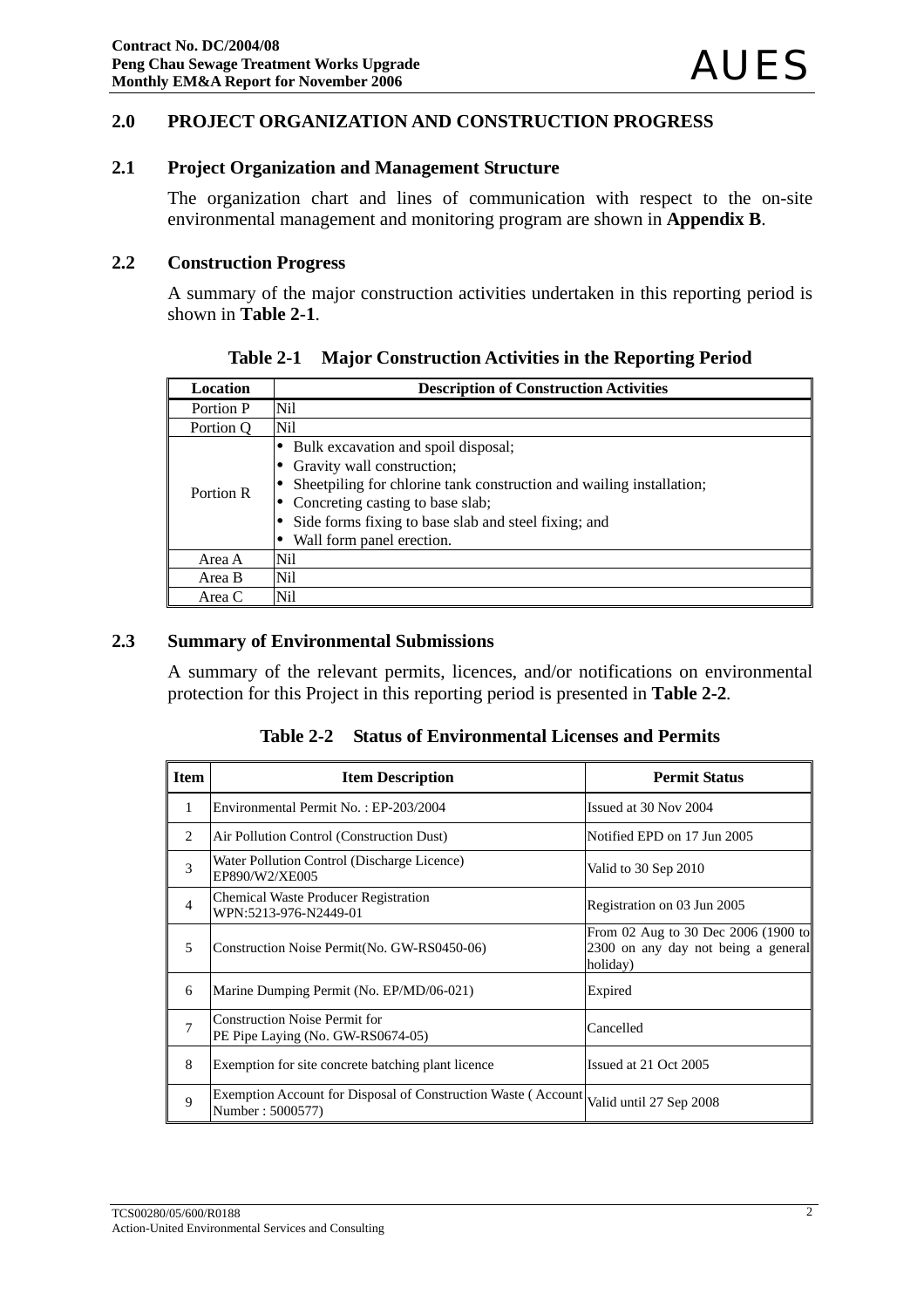## 2.0 PROJECT ORGANIZATION AND CONSTRUCTION PROGRESS

### 2.1 Project Organization and Management Structure

The organization chart and lines of communication with respect to the on-site environmental management and monitoring program are shown in **Appendix B**.

### 2.2 Construction Progress

A summary of the major construction activities undertaken in this reporting period is shown in **Table 2-1**.

**Table 2-1 Major Construction Activities in the Reporting Period**

| Location | Description of Construction Activities |
|---|---|
| Portion P | Nil |
| Portion Q | Nil |
| Portion R | • Bulk excavation and spoil disposal;<br>• Gravity wall construction;<br>• Sheetpiling for chlorine tank construction and wailing installation;<br>• Concreting casting to base slab;<br>• Side forms fixing to base slab and steel fixing; and<br>• Wall form panel erection. |
| Area A | Nil |
| Area B | Nil |
| Area C | Nil |

### 2.3 Summary of Environmental Submissions

A summary of the relevant permits, licences, and/or notifications on environmental protection for this Project in this reporting period is presented in **Table 2-2**.

**Table 2-2 Status of Environmental Licenses and Permits**

| Item | Item Description | Permit Status |
|---|---|---|
| 1 | Environmental Permit No. : EP-203/2004 | Issued at 30 Nov 2004 |
| 2 | Air Pollution Control (Construction Dust) | Notified EPD on 17 Jun 2005 |
| 3 | Water Pollution Control (Discharge Licence) EP890/W2/XE005 | Valid to 30 Sep 2010 |
| 4 | Chemical Waste Producer Registration WPN:5213-976-N2449-01 | Registration on 03 Jun 2005 |
| 5 | Construction Noise Permit(No. GW-RS0450-06) | From 02 Aug to 30 Dec 2006 (1900 to 2300 on any day not being a general holiday) |
| 6 | Marine Dumping Permit (No. EP/MD/06-021) | Expired |
| 7 | Construction Noise Permit for PE Pipe Laying (No. GW-RS0674-05) | Cancelled |
| 8 | Exemption for site concrete batching plant licence | Issued at 21 Oct 2005 |
| 9 | Exemption Account for Disposal of Construction Waste ( Account Number : 5000577) | Valid until 27 Sep 2008 |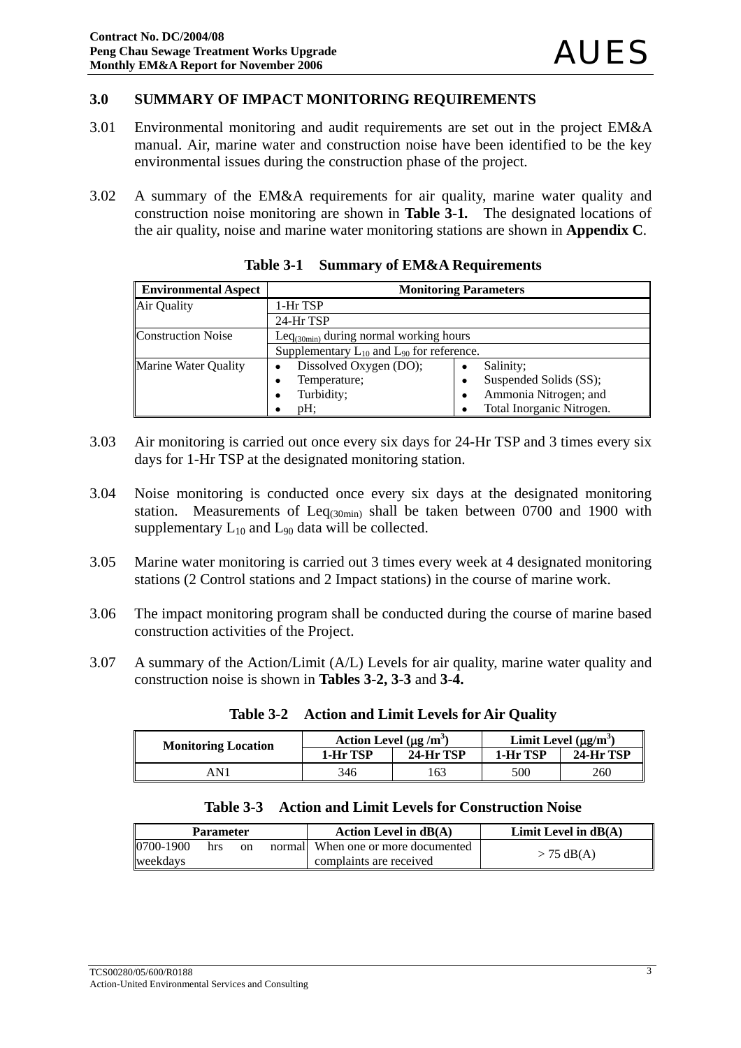## 3.0 SUMMARY OF IMPACT MONITORING REQUIREMENTS

3.01 Environmental monitoring and audit requirements are set out in the project EM&A manual. Air, marine water and construction noise have been identified to be the key environmental issues during the construction phase of the project.

3.02 A summary of the EM&A requirements for air quality, marine water quality and construction noise monitoring are shown in **Table 3-1.** The designated locations of the air quality, noise and marine water monitoring stations are shown in **Appendix C**.

**Table 3-1 Summary of EM&A Requirements**

| Environmental Aspect | Monitoring Parameters | |
|---|---|---|
| Air Quality | 1-Hr TSP | |
| | 24-Hr TSP | |
| Construction Noise | $Leq_{(30min)}$ during normal working hours | |
| | Supplementary $L_{10}$ and $L_{90}$ for reference. | |
| Marine Water Quality | • Dissolved Oxygen (DO);<br>• Temperature;<br>• Turbidity;<br>• pH; | • Salinity;<br>• Suspended Solids (SS);<br>• Ammonia Nitrogen; and<br>• Total Inorganic Nitrogen. |

3.03 Air monitoring is carried out once every six days for 24-Hr TSP and 3 times every six days for 1-Hr TSP at the designated monitoring station.

3.04 Noise monitoring is conducted once every six days at the designated monitoring station. Measurements of $Leq_{(30min)}$ shall be taken between 0700 and 1900 with supplementary $L_{10}$ and $L_{90}$ data will be collected.

3.05 Marine water monitoring is carried out 3 times every week at 4 designated monitoring stations (2 Control stations and 2 Impact stations) in the course of marine work.

3.06 The impact monitoring program shall be conducted during the course of marine based construction activities of the Project.

3.07 A summary of the Action/Limit (A/L) Levels for air quality, marine water quality and construction noise is shown in **Tables 3-2, 3-3** and **3-4.**

**Table 3-2 Action and Limit Levels for Air Quality**

| Monitoring Location | Action Level ($\mu g/m^3$) | | Limit Level ($\mu g/m^3$) | |
|---|---|---|---|---|
| | 1-Hr TSP | 24-Hr TSP | 1-Hr TSP | 24-Hr TSP |
| AN1 | 346 | 163 | 500 | 260 |

**Table 3-3 Action and Limit Levels for Construction Noise**

| Parameter | Action Level in dB(A) | Limit Level in dB(A) |
|---|---|---|
| 0700-1900 hrs on normal weekdays | When one or more documented complaints are received | > 75 dB(A) |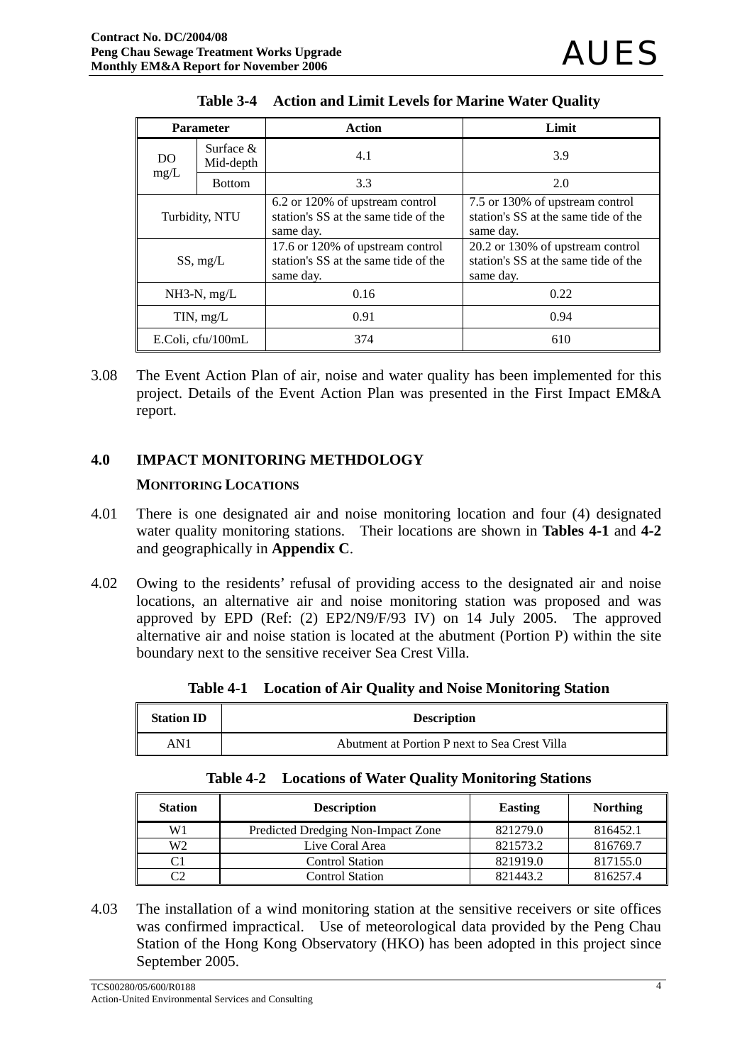**Table 3-4 Action and Limit Levels for Marine Water Quality**

| Parameter | | Action | Limit |
|---|---|---|---|
| DO mg/L | Surface & Mid-depth | 4.1 | 3.9 |
| | Bottom | 3.3 | 2.0 |
| Turbidity, NTU | | 6.2 or 120% of upstream control station's SS at the same tide of the same day. | 7.5 or 130% of upstream control station's SS at the same tide of the same day. |
| SS, mg/L | | 17.6 or 120% of upstream control station's SS at the same tide of the same day. | 20.2 or 130% of upstream control station's SS at the same tide of the same day. |
| NH3-N, mg/L | | 0.16 | 0.22 |
| TIN, mg/L | | 0.91 | 0.94 |
| E.Coli, cfu/100mL | | 374 | 610 |

3.08 The Event Action Plan of air, noise and water quality has been implemented for this project. Details of the Event Action Plan was presented in the First Impact EM&A report.

## 4.0 IMPACT MONITORING METHDOLOGY

### MONITORING LOCATIONS

4.01 There is one designated air and noise monitoring location and four (4) designated water quality monitoring stations. Their locations are shown in **Tables 4-1** and **4-2** and geographically in **Appendix C**.

4.02 Owing to the residents' refusal of providing access to the designated air and noise locations, an alternative air and noise monitoring station was proposed and was approved by EPD (Ref: (2) EP2/N9/F/93 IV) on 14 July 2005. The approved alternative air and noise station is located at the abutment (Portion P) within the site boundary next to the sensitive receiver Sea Crest Villa.

**Table 4-1 Location of Air Quality and Noise Monitoring Station**

| Station ID | Description |
|---|---|
| AN1 | Abutment at Portion P next to Sea Crest Villa |

**Table 4-2 Locations of Water Quality Monitoring Stations**

| Station | Description | Easting | Northing |
|---|---|---|---|
| W1 | Predicted Dredging Non-Impact Zone | 821279.0 | 816452.1 |
| W2 | Live Coral Area | 821573.2 | 816769.7 |
| C1 | Control Station | 821919.0 | 817155.0 |
| C2 | Control Station | 821443.2 | 816257.4 |

4.03 The installation of a wind monitoring station at the sensitive receivers or site offices was confirmed impractical. Use of meteorological data provided by the Peng Chau Station of the Hong Kong Observatory (HKO) has been adopted in this project since September 2005.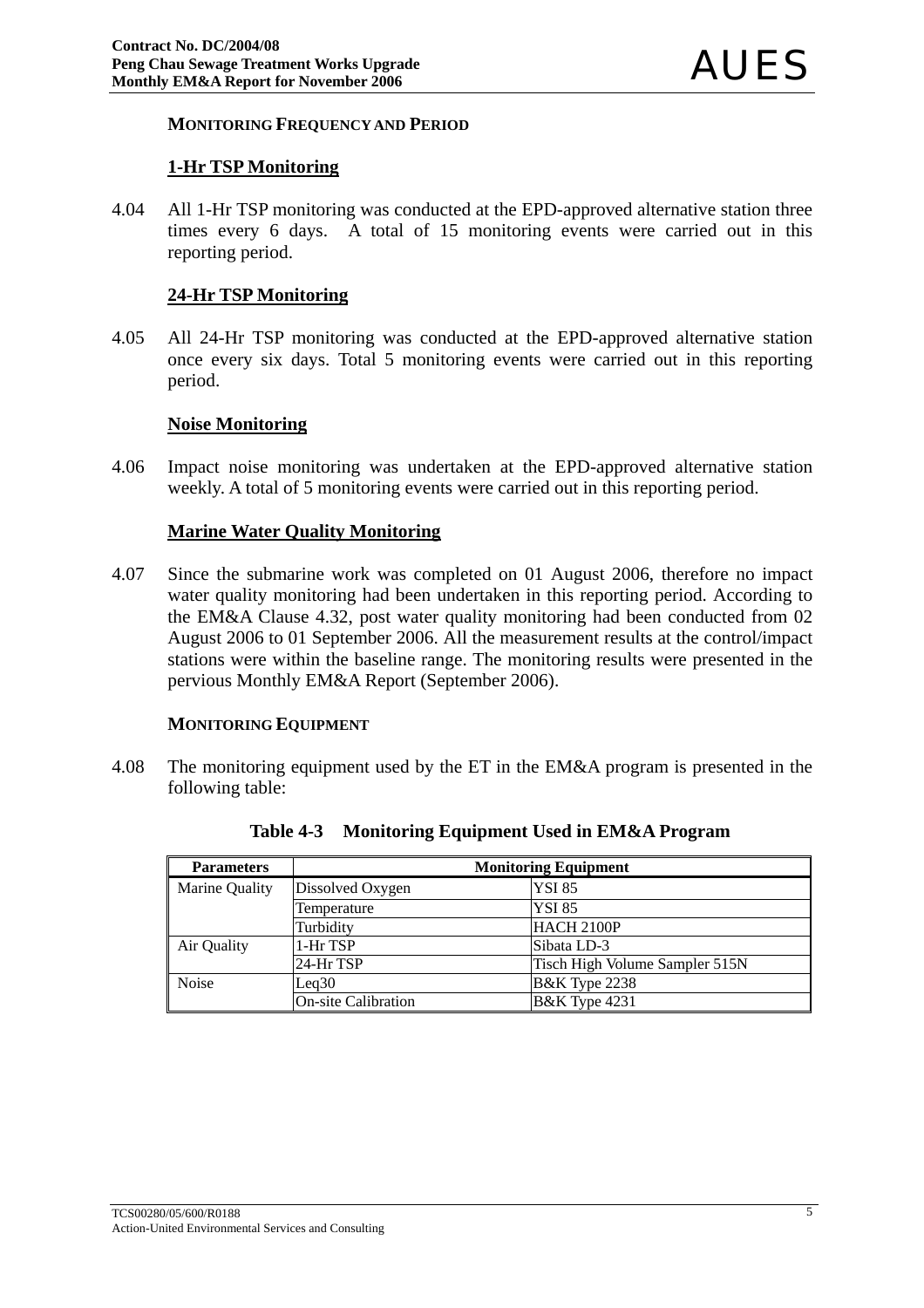## MONITORING FREQUENCY AND PERIOD

### 1-Hr TSP Monitoring

4.04 All 1-Hr TSP monitoring was conducted at the EPD-approved alternative station three times every 6 days. A total of 15 monitoring events were carried out in this reporting period.

### 24-Hr TSP Monitoring

4.05 All 24-Hr TSP monitoring was conducted at the EPD-approved alternative station once every six days. Total 5 monitoring events were carried out in this reporting period.

### Noise Monitoring

4.06 Impact noise monitoring was undertaken at the EPD-approved alternative station weekly. A total of 5 monitoring events were carried out in this reporting period.

### Marine Water Quality Monitoring

4.07 Since the submarine work was completed on 01 August 2006, therefore no impact water quality monitoring had been undertaken in this reporting period. According to the EM&A Clause 4.32, post water quality monitoring had been conducted from 02 August 2006 to 01 September 2006. All the measurement results at the control/impact stations were within the baseline range. The monitoring results were presented in the pervious Monthly EM&A Report (September 2006).

## MONITORING EQUIPMENT

4.08 The monitoring equipment used by the ET in the EM&A program is presented in the following table:

**Table 4-3 Monitoring Equipment Used in EM&A Program**

| Parameters | Monitoring Equipment | |
|---|---|---|
| Marine Quality | Dissolved Oxygen | YSI 85 |
| | Temperature | YSI 85 |
| | Turbidity | HACH 2100P |
| Air Quality | 1-Hr TSP | Sibata LD-3 |
| | 24-Hr TSP | Tisch High Volume Sampler 515N |
| Noise | Leq30 | B&K Type 2238 |
| | On-site Calibration | B&K Type 4231 |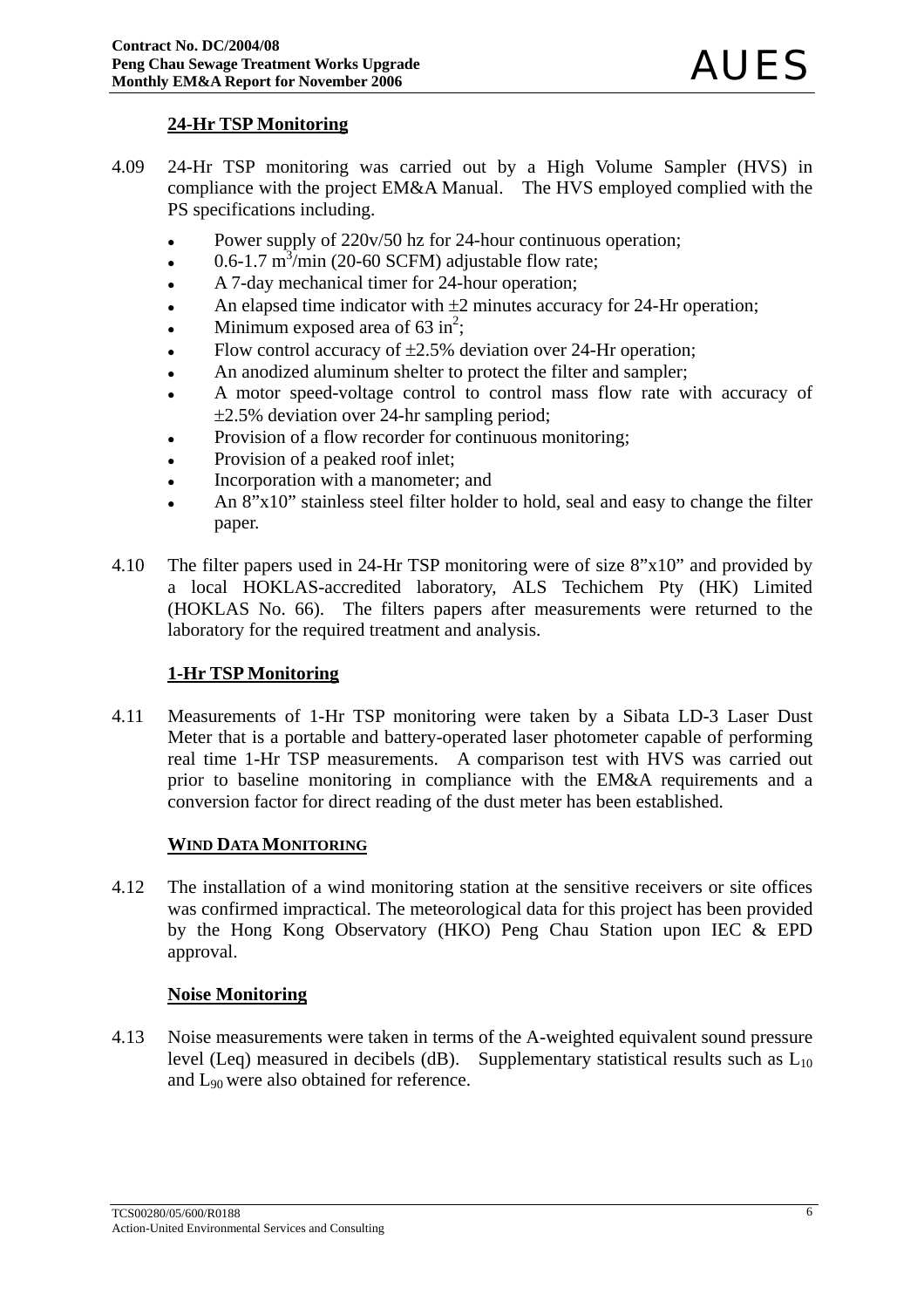### 24-Hr TSP Monitoring

4.09 24-Hr TSP monitoring was carried out by a High Volume Sampler (HVS) in compliance with the project EM&A Manual. The HVS employed complied with the PS specifications including.

- Power supply of 220v/50 hz for 24-hour continuous operation;
- 0.6-1.7 $m^3$/min (20-60 SCFM) adjustable flow rate;
- A 7-day mechanical timer for 24-hour operation;
- An elapsed time indicator with ±2 minutes accuracy for 24-Hr operation;
- Minimum exposed area of 63 $in^2$;
- Flow control accuracy of ±2.5% deviation over 24-Hr operation;
- An anodized aluminum shelter to protect the filter and sampler;
- A motor speed-voltage control to control mass flow rate with accuracy of ±2.5% deviation over 24-hr sampling period;
- Provision of a flow recorder for continuous monitoring;
- Provision of a peaked roof inlet;
- Incorporation with a manometer; and
- An 8"x10" stainless steel filter holder to hold, seal and easy to change the filter paper.

4.10 The filter papers used in 24-Hr TSP monitoring were of size 8"x10" and provided by a local HOKLAS-accredited laboratory, ALS Techichem Pty (HK) Limited (HOKLAS No. 66). The filters papers after measurements were returned to the laboratory for the required treatment and analysis.

### 1-Hr TSP Monitoring

4.11 Measurements of 1-Hr TSP monitoring were taken by a Sibata LD-3 Laser Dust Meter that is a portable and battery-operated laser photometer capable of performing real time 1-Hr TSP measurements. A comparison test with HVS was carried out prior to baseline monitoring in compliance with the EM&A requirements and a conversion factor for direct reading of the dust meter has been established.

### WIND DATA MONITORING

4.12 The installation of a wind monitoring station at the sensitive receivers or site offices was confirmed impractical. The meteorological data for this project has been provided by the Hong Kong Observatory (HKO) Peng Chau Station upon IEC & EPD approval.

### Noise Monitoring

4.13 Noise measurements were taken in terms of the A-weighted equivalent sound pressure level (Leq) measured in decibels (dB). Supplementary statistical results such as $L_{10}$ and $L_{90}$ were also obtained for reference.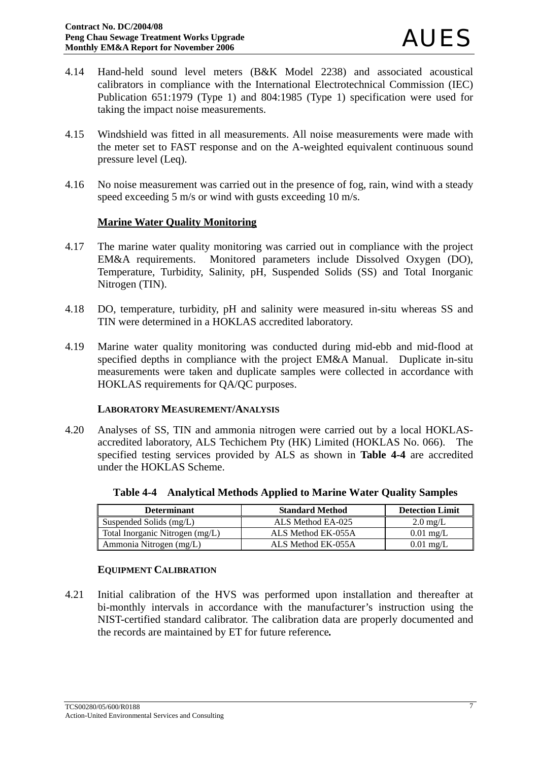4.14 Hand-held sound level meters (B&K Model 2238) and associated acoustical calibrators in compliance with the International Electrotechnical Commission (IEC) Publication 651:1979 (Type 1) and 804:1985 (Type 1) specification were used for taking the impact noise measurements.

4.15 Windshield was fitted in all measurements. All noise measurements were made with the meter set to FAST response and on the A-weighted equivalent continuous sound pressure level (Leq).

4.16 No noise measurement was carried out in the presence of fog, rain, wind with a steady speed exceeding 5 m/s or wind with gusts exceeding 10 m/s.

**Marine Water Quality Monitoring**

4.17 The marine water quality monitoring was carried out in compliance with the project EM&A requirements. Monitored parameters include Dissolved Oxygen (DO), Temperature, Turbidity, Salinity, pH, Suspended Solids (SS) and Total Inorganic Nitrogen (TIN).

4.18 DO, temperature, turbidity, pH and salinity were measured in-situ whereas SS and TIN were determined in a HOKLAS accredited laboratory.

4.19 Marine water quality monitoring was conducted during mid-ebb and mid-flood at specified depths in compliance with the project EM&A Manual. Duplicate in-situ measurements were taken and duplicate samples were collected in accordance with HOKLAS requirements for QA/QC purposes.

**LABORATORY MEASUREMENT/ANALYSIS**

4.20 Analyses of SS, TIN and ammonia nitrogen were carried out by a local HOKLAS-accredited laboratory, ALS Techichem Pty (HK) Limited (HOKLAS No. 066). The specified testing services provided by ALS as shown in **Table 4-4** are accredited under the HOKLAS Scheme.

**Table 4-4 Analytical Methods Applied to Marine Water Quality Samples**

| Determinant | Standard Method | Detection Limit |
|---|---|---|
| Suspended Solids (mg/L) | ALS Method EA-025 | 2.0 mg/L |
| Total Inorganic Nitrogen (mg/L) | ALS Method EK-055A | 0.01 mg/L |
| Ammonia Nitrogen (mg/L) | ALS Method EK-055A | 0.01 mg/L |

**EQUIPMENT CALIBRATION**

4.21 Initial calibration of the HVS was performed upon installation and thereafter at bi-monthly intervals in accordance with the manufacturer's instruction using the NIST-certified standard calibrator. The calibration data are properly documented and the records are maintained by ET for future reference.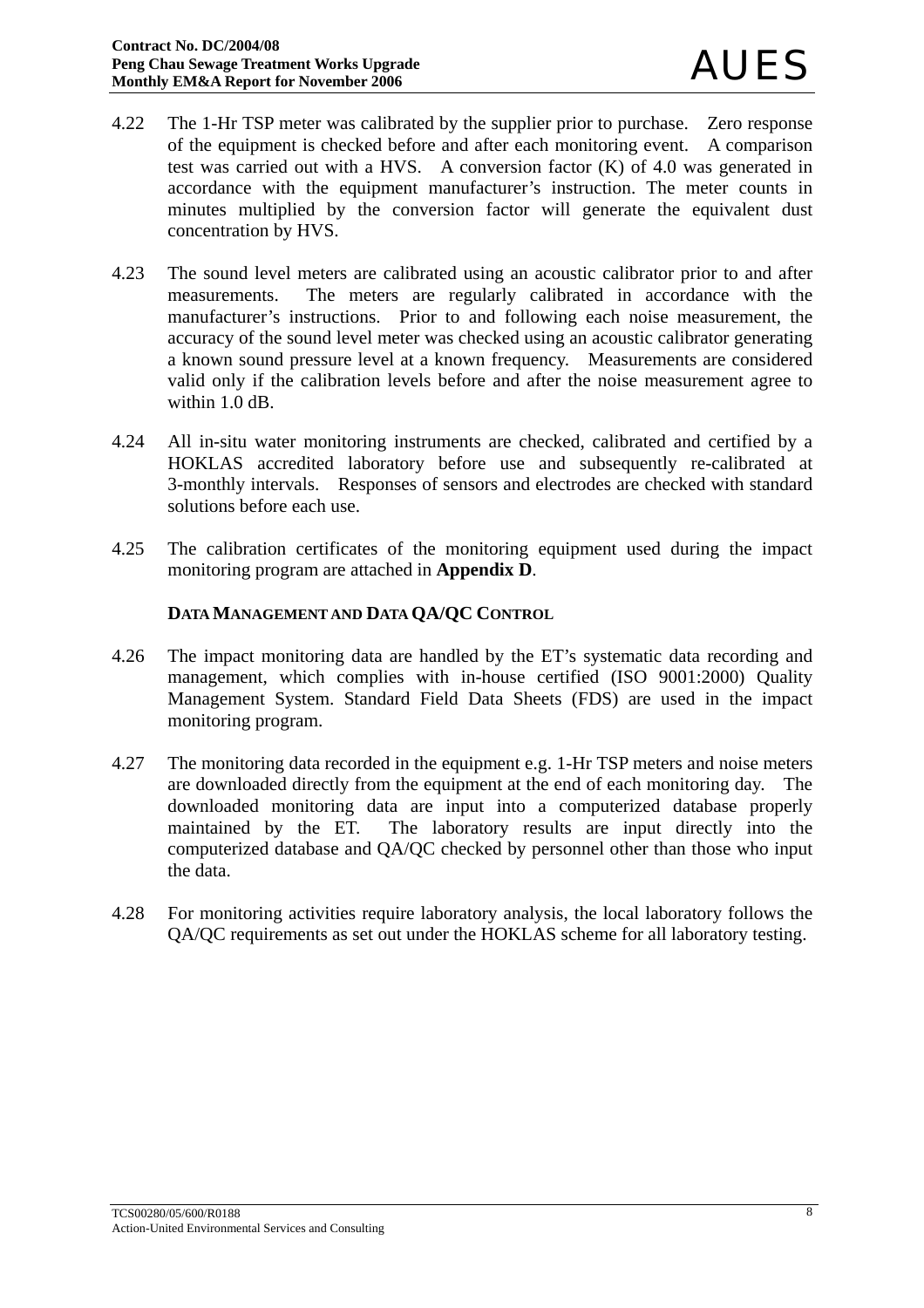4.22 The 1-Hr TSP meter was calibrated by the supplier prior to purchase. Zero response of the equipment is checked before and after each monitoring event. A comparison test was carried out with a HVS. A conversion factor (K) of 4.0 was generated in accordance with the equipment manufacturer's instruction. The meter counts in minutes multiplied by the conversion factor will generate the equivalent dust concentration by HVS.

4.23 The sound level meters are calibrated using an acoustic calibrator prior to and after measurements. The meters are regularly calibrated in accordance with the manufacturer's instructions. Prior to and following each noise measurement, the accuracy of the sound level meter was checked using an acoustic calibrator generating a known sound pressure level at a known frequency. Measurements are considered valid only if the calibration levels before and after the noise measurement agree to within 1.0 dB.

4.24 All in-situ water monitoring instruments are checked, calibrated and certified by a HOKLAS accredited laboratory before use and subsequently re-calibrated at 3-monthly intervals. Responses of sensors and electrodes are checked with standard solutions before each use.

4.25 The calibration certificates of the monitoring equipment used during the impact monitoring program are attached in **Appendix D**.

### DATA MANAGEMENT AND DATA QA/QC CONTROL

4.26 The impact monitoring data are handled by the ET's systematic data recording and management, which complies with in-house certified (ISO 9001:2000) Quality Management System. Standard Field Data Sheets (FDS) are used in the impact monitoring program.

4.27 The monitoring data recorded in the equipment e.g. 1-Hr TSP meters and noise meters are downloaded directly from the equipment at the end of each monitoring day. The downloaded monitoring data are input into a computerized database properly maintained by the ET. The laboratory results are input directly into the computerized database and QA/QC checked by personnel other than those who input the data.

4.28 For monitoring activities require laboratory analysis, the local laboratory follows the QA/QC requirements as set out under the HOKLAS scheme for all laboratory testing.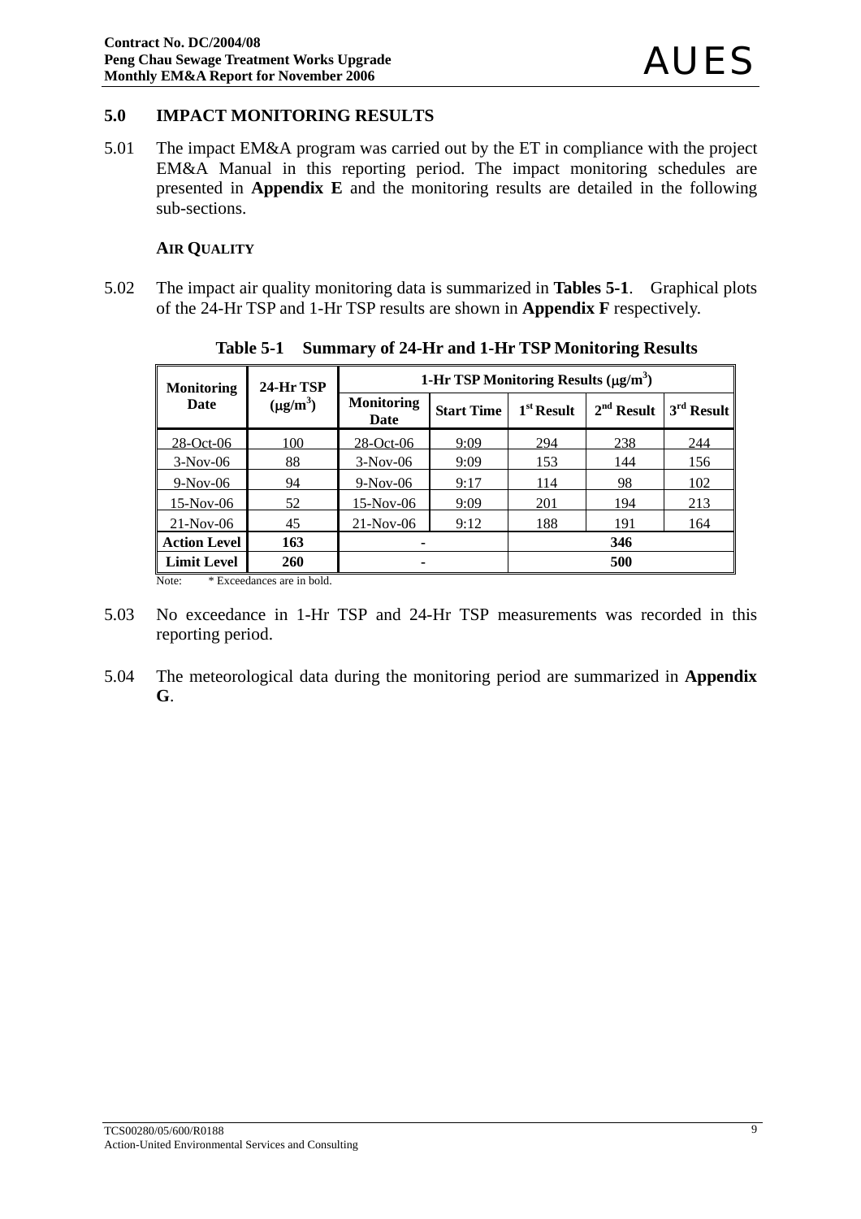# 5.0 IMPACT MONITORING RESULTS

5.01 The impact EM&A program was carried out by the ET in compliance with the project EM&A Manual in this reporting period. The impact monitoring schedules are presented in **Appendix E** and the monitoring results are detailed in the following sub-sections.

## AIR QUALITY

5.02 The impact air quality monitoring data is summarized in **Tables 5-1**. Graphical plots of the 24-Hr TSP and 1-Hr TSP results are shown in **Appendix F** respectively.

**Table 5-1 Summary of 24-Hr and 1-Hr TSP Monitoring Results**

| Monitoring Date | 24-Hr TSP ($\mu g/m^3$) | 1-Hr TSP Monitoring Results ($\mu g/m^3$) | | | | |
|---|---|---|---|---|---|---|
| | | Monitoring Date | Start Time | 1st Result | 2nd Result | 3rd Result |
| 28-Oct-06 | 100 | 28-Oct-06 | 9:09 | 294 | 238 | 244 |
| 3-Nov-06 | 88 | 3-Nov-06 | 9:09 | 153 | 144 | 156 |
| 9-Nov-06 | 94 | 9-Nov-06 | 9:17 | 114 | 98 | 102 |
| 15-Nov-06 | 52 | 15-Nov-06 | 9:09 | 201 | 194 | 213 |
| 21-Nov-06 | 45 | 21-Nov-06 | 9:12 | 188 | 191 | 164 |
| **Action Level** | **163** | - | | **346** | | |
| **Limit Level** | **260** | - | | **500** | | |

Note: * Exceedances are in bold.

5.03 No exceedance in 1-Hr TSP and 24-Hr TSP measurements was recorded in this reporting period.

5.04 The meteorological data during the monitoring period are summarized in **Appendix G**.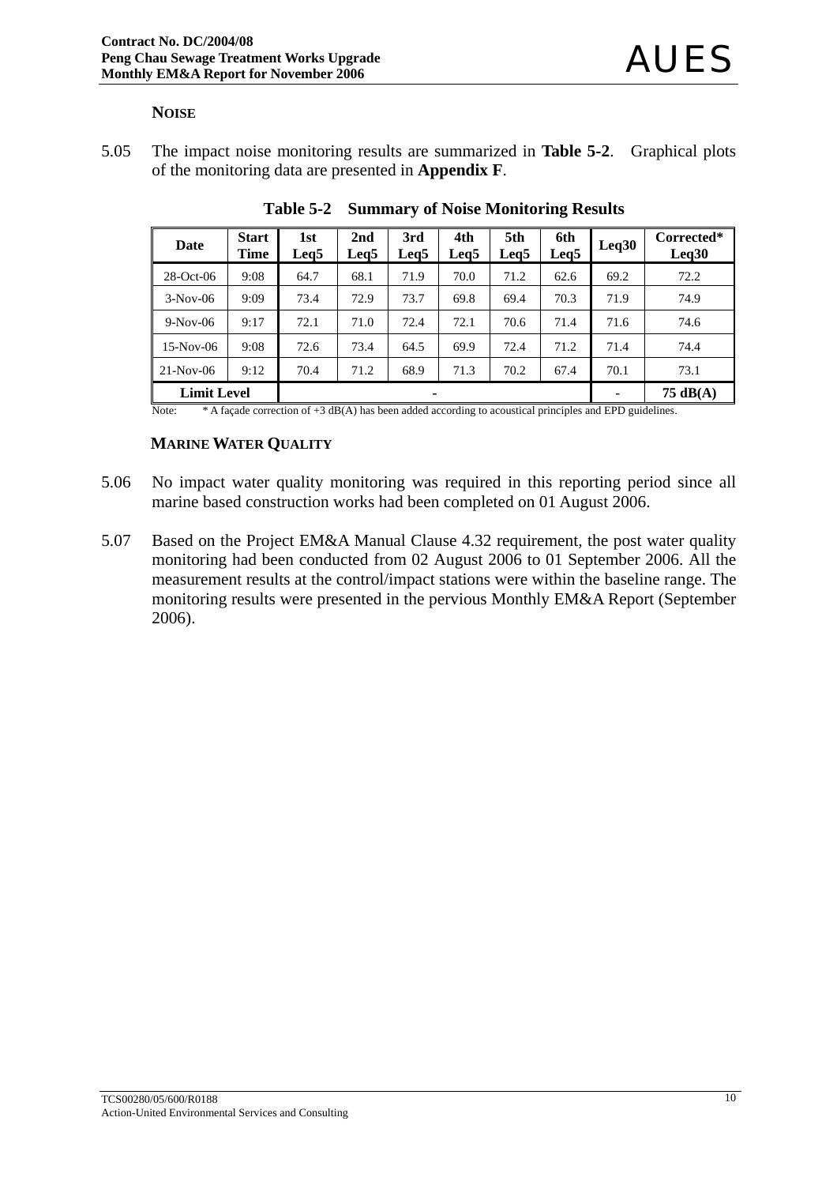**NOISE**

5.05 The impact noise monitoring results are summarized in **Table 5-2**. Graphical plots of the monitoring data are presented in **Appendix F**.

**Table 5-2 Summary of Noise Monitoring Results**

| Date | Start Time | 1st Leq5 | 2nd Leq5 | 3rd Leq5 | 4th Leq5 | 5th Leq5 | 6th Leq5 | Leq30 | Corrected* Leq30 |
|---|---|---|---|---|---|---|---|---|---|
| 28-Oct-06 | 9:08 | 64.7 | 68.1 | 71.9 | 70.0 | 71.2 | 62.6 | 69.2 | 72.2 |
| 3-Nov-06 | 9:09 | 73.4 | 72.9 | 73.7 | 69.8 | 69.4 | 70.3 | 71.9 | 74.9 |
| 9-Nov-06 | 9:17 | 72.1 | 71.0 | 72.4 | 72.1 | 70.6 | 71.4 | 71.6 | 74.6 |
| 15-Nov-06 | 9:08 | 72.6 | 73.4 | 64.5 | 69.9 | 72.4 | 71.2 | 71.4 | 74.4 |
| 21-Nov-06 | 9:12 | 70.4 | 71.2 | 68.9 | 71.3 | 70.2 | 67.4 | 70.1 | 73.1 |
| **Limit Level** | | - | | | | | | - | **75 dB(A)** |

Note: * A façade correction of +3 dB(A) has been added according to acoustical principles and EPD guidelines.

**MARINE WATER QUALITY**

5.06 No impact water quality monitoring was required in this reporting period since all marine based construction works had been completed on 01 August 2006.

5.07 Based on the Project EM&A Manual Clause 4.32 requirement, the post water quality monitoring had been conducted from 02 August 2006 to 01 September 2006. All the measurement results at the control/impact stations were within the baseline range. The monitoring results were presented in the pervious Monthly EM&A Report (September 2006).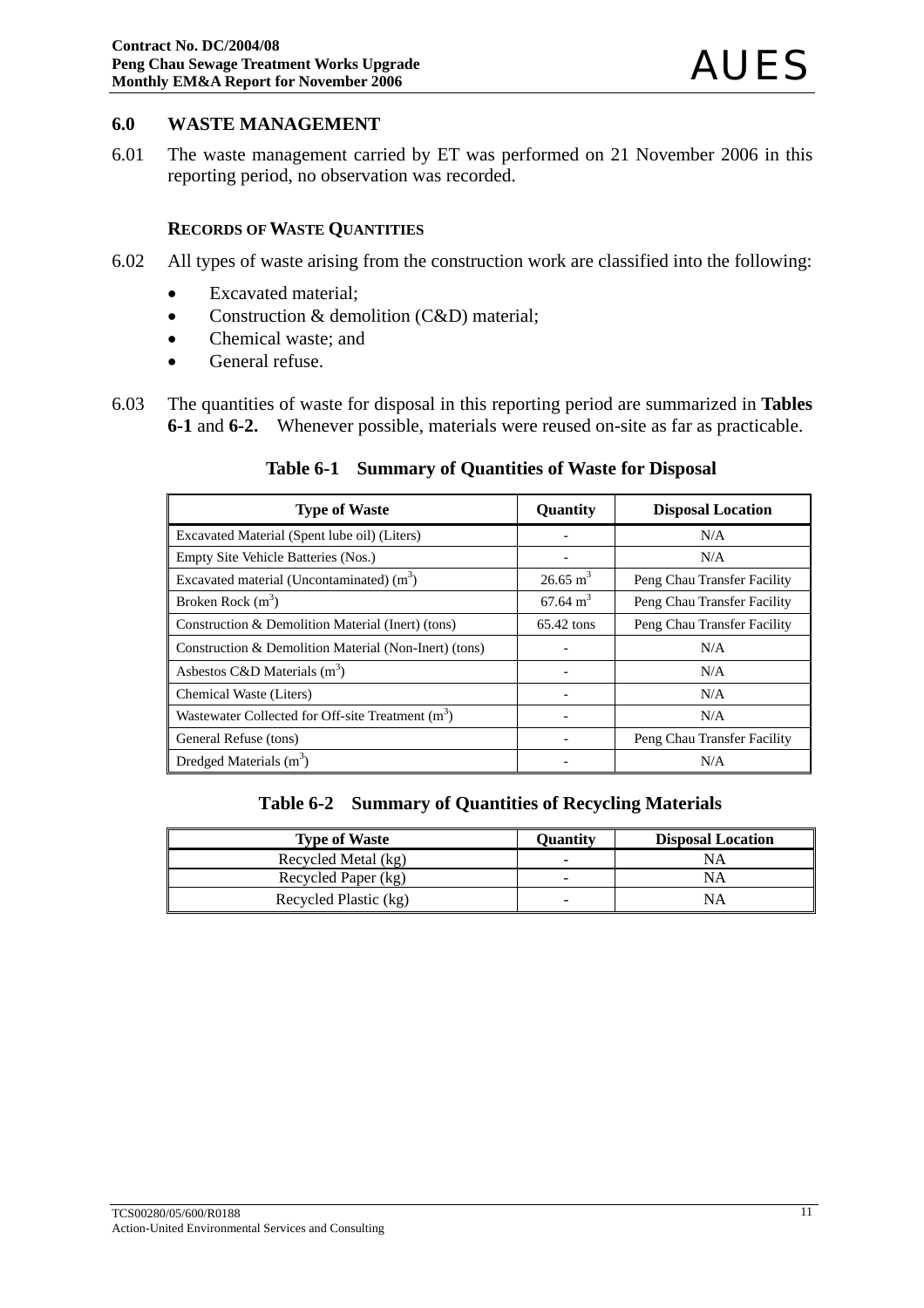## 6.0 WASTE MANAGEMENT

6.01 The waste management carried by ET was performed on 21 November 2006 in this reporting period, no observation was recorded.

### RECORDS OF WASTE QUANTITIES

6.02 All types of waste arising from the construction work are classified into the following:

- Excavated material;
- Construction & demolition (C&D) material;
- Chemical waste; and
- General refuse.

6.03 The quantities of waste for disposal in this reporting period are summarized in **Tables 6-1** and **6-2.** Whenever possible, materials were reused on-site as far as practicable.

**Table 6-1 Summary of Quantities of Waste for Disposal**

| Type of Waste | Quantity | Disposal Location |
|---|---|---|
| Excavated Material (Spent lube oil) (Liters) | - | N/A |
| Empty Site Vehicle Batteries (Nos.) | - | N/A |
| Excavated material (Uncontaminated) ($m^3$) | 26.65 $m^3$ | Peng Chau Transfer Facility |
| Broken Rock ($m^3$) | 67.64 $m^3$ | Peng Chau Transfer Facility |
| Construction & Demolition Material (Inert) (tons) | 65.42 tons | Peng Chau Transfer Facility |
| Construction & Demolition Material (Non-Inert) (tons) | - | N/A |
| Asbestos C&D Materials ($m^3$) | - | N/A |
| Chemical Waste (Liters) | - | N/A |
| Wastewater Collected for Off-site Treatment ($m^3$) | - | N/A |
| General Refuse (tons) | - | Peng Chau Transfer Facility |
| Dredged Materials ($m^3$) | - | N/A |

**Table 6-2 Summary of Quantities of Recycling Materials**

| Type of Waste | Quantity | Disposal Location |
|---|---|---|
| Recycled Metal (kg) | - | NA |
| Recycled Paper (kg) | - | NA |
| Recycled Plastic (kg) | - | NA |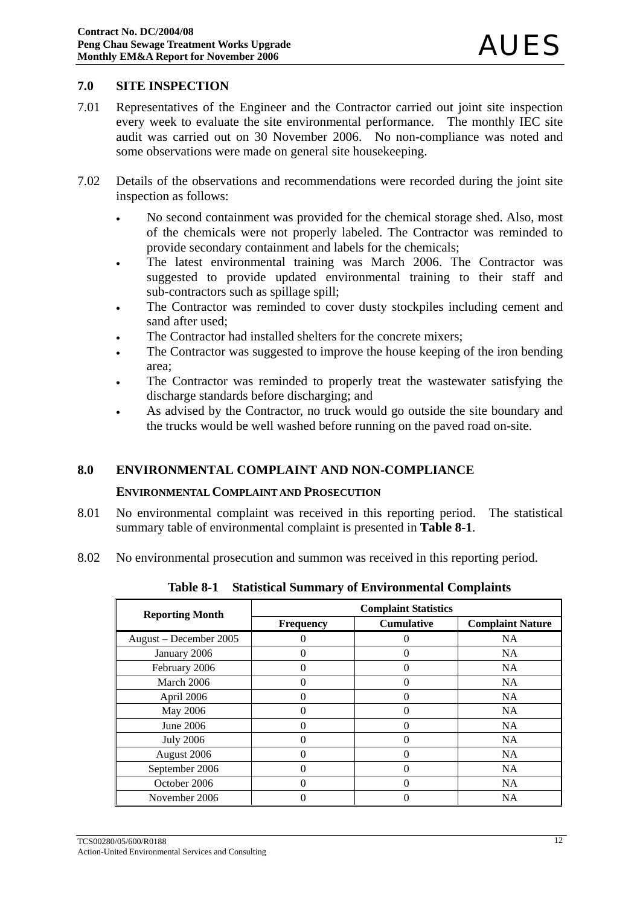## 7.0 SITE INSPECTION

7.01 Representatives of the Engineer and the Contractor carried out joint site inspection every week to evaluate the site environmental performance. The monthly IEC site audit was carried out on 30 November 2006. No non-compliance was noted and some observations were made on general site housekeeping.

7.02 Details of the observations and recommendations were recorded during the joint site inspection as follows:

- No second containment was provided for the chemical storage shed. Also, most of the chemicals were not properly labeled. The Contractor was reminded to provide secondary containment and labels for the chemicals;
- The latest environmental training was March 2006. The Contractor was suggested to provide updated environmental training to their staff and sub-contractors such as spillage spill;
- The Contractor was reminded to cover dusty stockpiles including cement and sand after used;
- The Contractor had installed shelters for the concrete mixers;
- The Contractor was suggested to improve the house keeping of the iron bending area;
- The Contractor was reminded to properly treat the wastewater satisfying the discharge standards before discharging; and
- As advised by the Contractor, no truck would go outside the site boundary and the trucks would be well washed before running on the paved road on-site.

## 8.0 ENVIRONMENTAL COMPLAINT AND NON-COMPLIANCE

### ENVIRONMENTAL COMPLAINT AND PROSECUTION

8.01 No environmental complaint was received in this reporting period. The statistical summary table of environmental complaint is presented in **Table 8-1**.

8.02 No environmental prosecution and summon was received in this reporting period.

**Table 8-1 Statistical Summary of Environmental Complaints**

| Reporting Month | Complaint Statistics | | |
|---|---|---|---|
| | Frequency | Cumulative | Complaint Nature |
| August – December 2005 | 0 | 0 | NA |
| January 2006 | 0 | 0 | NA |
| February 2006 | 0 | 0 | NA |
| March 2006 | 0 | 0 | NA |
| April 2006 | 0 | 0 | NA |
| May 2006 | 0 | 0 | NA |
| June 2006 | 0 | 0 | NA |
| July 2006 | 0 | 0 | NA |
| August 2006 | 0 | 0 | NA |
| September 2006 | 0 | 0 | NA |
| October 2006 | 0 | 0 | NA |
| November 2006 | 0 | 0 | NA |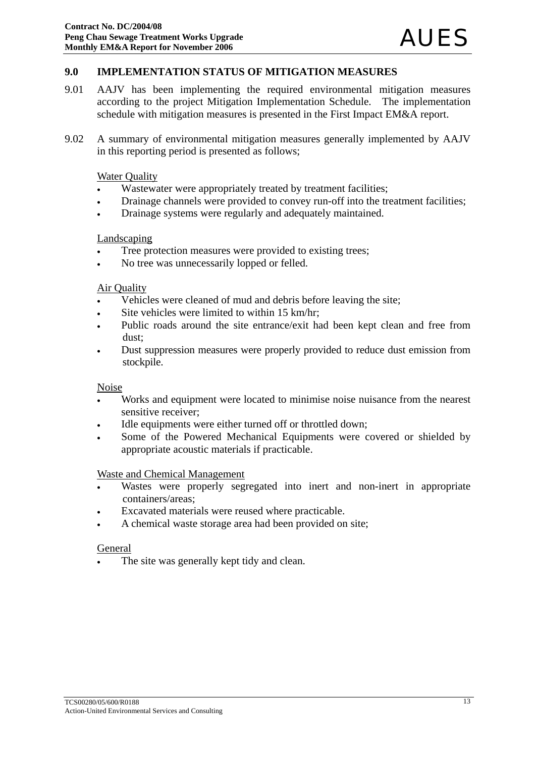## 9.0 IMPLEMENTATION STATUS OF MITIGATION MEASURES

9.01 AAJV has been implementing the required environmental mitigation measures according to the project Mitigation Implementation Schedule. The implementation schedule with mitigation measures is presented in the First Impact EM&A report.

9.02 A summary of environmental mitigation measures generally implemented by AAJV in this reporting period is presented as follows;

<u>Water Quality</u>

- Wastewater were appropriately treated by treatment facilities;
- Drainage channels were provided to convey run-off into the treatment facilities;
- Drainage systems were regularly and adequately maintained.

<u>Landscaping</u>

- Tree protection measures were provided to existing trees;
- No tree was unnecessarily lopped or felled.

<u>Air Quality</u>

- Vehicles were cleaned of mud and debris before leaving the site;
- Site vehicles were limited to within 15 km/hr;
- Public roads around the site entrance/exit had been kept clean and free from dust;
- Dust suppression measures were properly provided to reduce dust emission from stockpile.

<u>Noise</u>

- Works and equipment were located to minimise noise nuisance from the nearest sensitive receiver;
- Idle equipments were either turned off or throttled down;
- Some of the Powered Mechanical Equipments were covered or shielded by appropriate acoustic materials if practicable.

<u>Waste and Chemical Management</u>

- Wastes were properly segregated into inert and non-inert in appropriate containers/areas;
- Excavated materials were reused where practicable.
- A chemical waste storage area had been provided on site;

<u>General</u>

- The site was generally kept tidy and clean.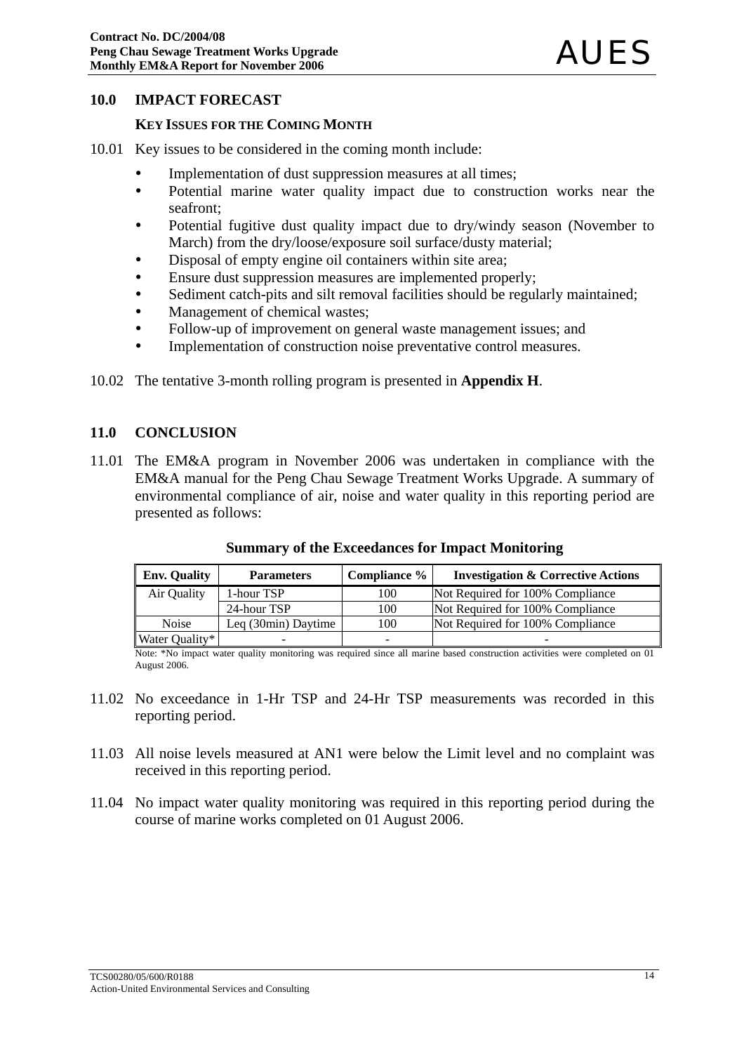## 10.0 IMPACT FORECAST

### KEY ISSUES FOR THE COMING MONTH

10.01 Key issues to be considered in the coming month include:

- Implementation of dust suppression measures at all times;
- Potential marine water quality impact due to construction works near the seafront;
- Potential fugitive dust quality impact due to dry/windy season (November to March) from the dry/loose/exposure soil surface/dusty material;
- Disposal of empty engine oil containers within site area;
- Ensure dust suppression measures are implemented properly;
- Sediment catch-pits and silt removal facilities should be regularly maintained;
- Management of chemical wastes;
- Follow-up of improvement on general waste management issues; and
- Implementation of construction noise preventative control measures.

10.02 The tentative 3-month rolling program is presented in **Appendix H**.

## 11.0 CONCLUSION

11.01 The EM&A program in November 2006 was undertaken in compliance with the EM&A manual for the Peng Chau Sewage Treatment Works Upgrade. A summary of environmental compliance of air, noise and water quality in this reporting period are presented as follows:

**Summary of the Exceedances for Impact Monitoring**

| Env. Quality | Parameters | Compliance % | Investigation & Corrective Actions |
|---|---|---|---|
| Air Quality | 1-hour TSP | 100 | Not Required for 100% Compliance |
| | 24-hour TSP | 100 | Not Required for 100% Compliance |
| Noise | Leq (30min) Daytime | 100 | Not Required for 100% Compliance |
| Water Quality* | - | - | - |

Note: *No impact water quality monitoring was required since all marine based construction activities were completed on 01 August 2006.

11.02 No exceedance in 1-Hr TSP and 24-Hr TSP measurements was recorded in this reporting period.

11.03 All noise levels measured at AN1 were below the Limit level and no complaint was received in this reporting period.

11.04 No impact water quality monitoring was required in this reporting period during the course of marine works completed on 01 August 2006.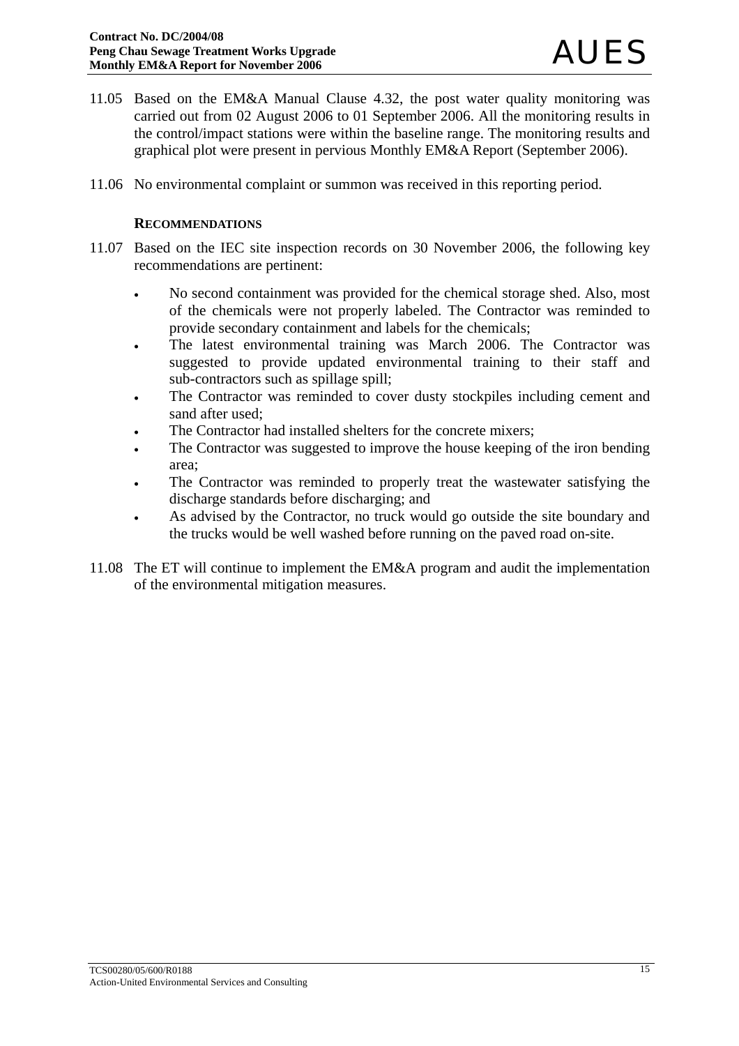11.05 Based on the EM&A Manual Clause 4.32, the post water quality monitoring was carried out from 02 August 2006 to 01 September 2006. All the monitoring results in the control/impact stations were within the baseline range. The monitoring results and graphical plot were present in pervious Monthly EM&A Report (September 2006).

11.06 No environmental complaint or summon was received in this reporting period.

### RECOMMENDATIONS

11.07 Based on the IEC site inspection records on 30 November 2006, the following key recommendations are pertinent:

- No second containment was provided for the chemical storage shed. Also, most of the chemicals were not properly labeled. The Contractor was reminded to provide secondary containment and labels for the chemicals;
- The latest environmental training was March 2006. The Contractor was suggested to provide updated environmental training to their staff and sub-contractors such as spillage spill;
- The Contractor was reminded to cover dusty stockpiles including cement and sand after used;
- The Contractor had installed shelters for the concrete mixers;
- The Contractor was suggested to improve the house keeping of the iron bending area;
- The Contractor was reminded to properly treat the wastewater satisfying the discharge standards before discharging; and
- As advised by the Contractor, no truck would go outside the site boundary and the trucks would be well washed before running on the paved road on-site.

11.08 The ET will continue to implement the EM&A program and audit the implementation of the environmental mitigation measures.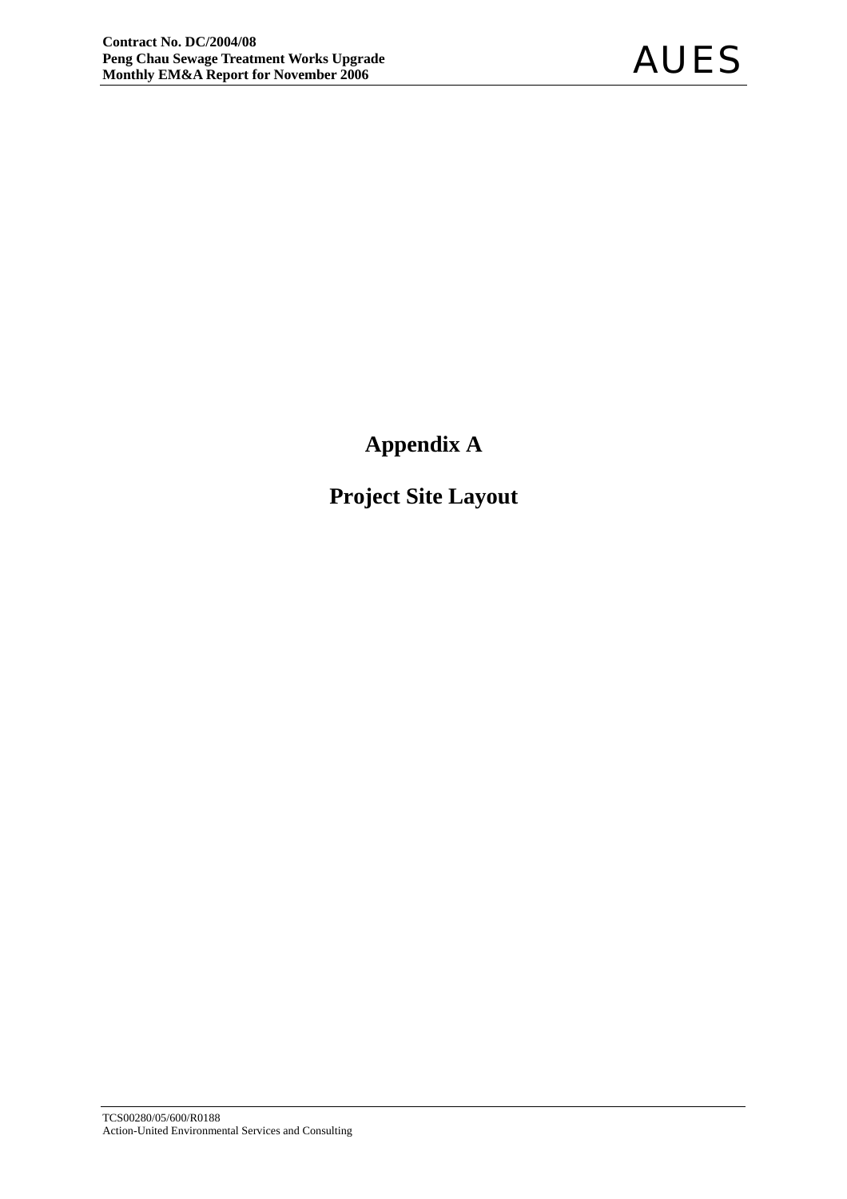# Appendix A

# Project Site Layout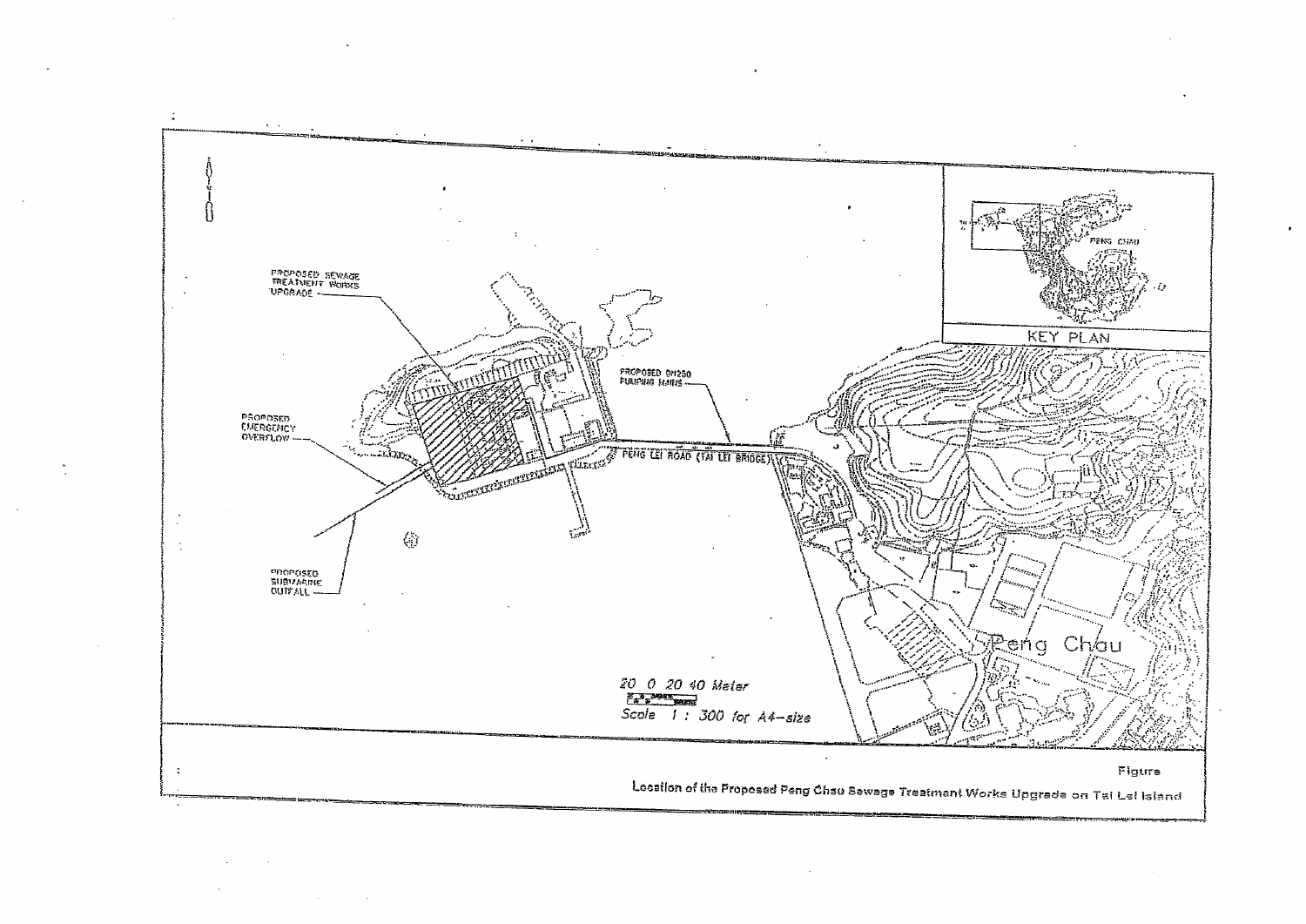PROPOSED SEWAGE TREATMENT WORKS UPGRADE

PROPOSED DN250 PUMPING MAINS

PROPOSED EMERGENCY OVERFLOW

PENG LEI ROAD (TAI LEI BRIDGE)

PROPOSED SUBMARINE OUTFALL

KEY PLAN

PENG CHAU

Peng Chau

20 0 20 40 Meter

Scale 1 : 300 for A4-size

Figure

Location of the Proposed Peng Chau Sewage Treatment Works Upgrade on Tai Lei Island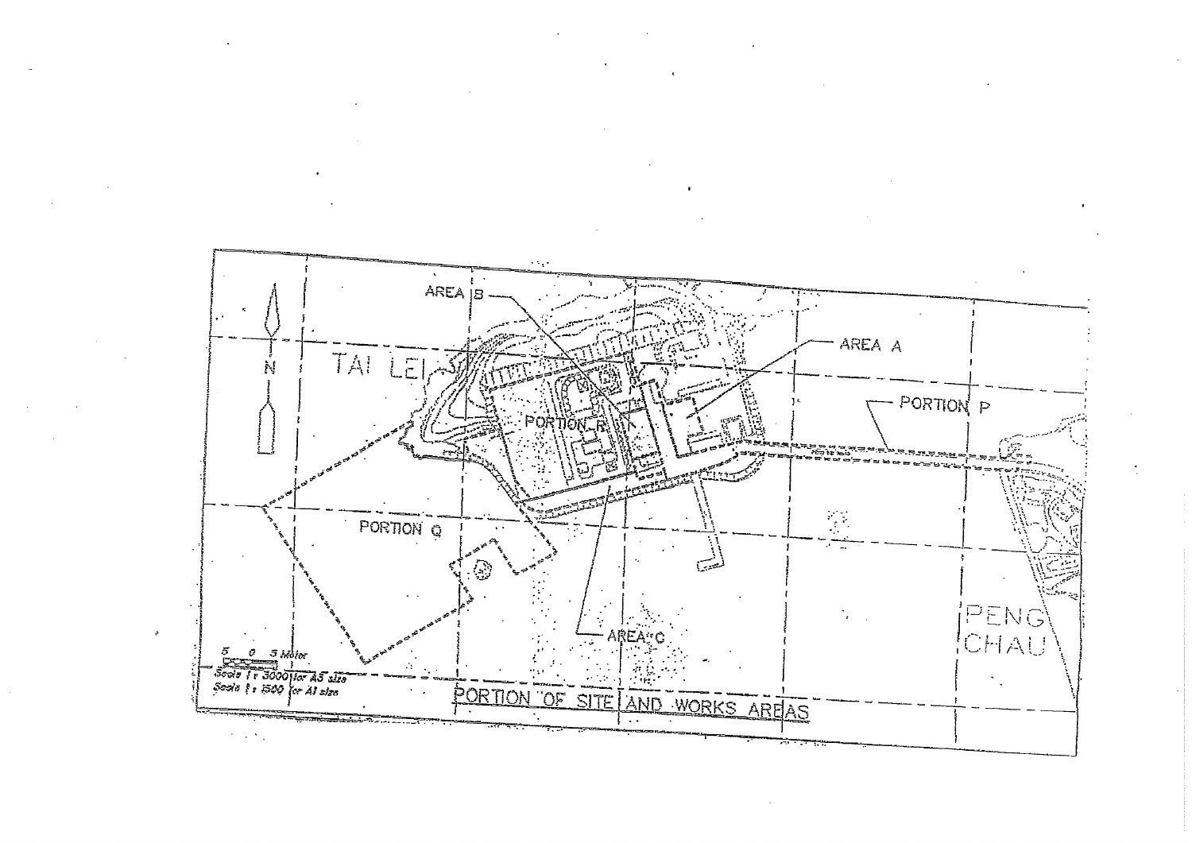AREA B

AREA A

TAI LEI

PORTION P

PORTION R

N

PORTION Q

AREA C

PENG CHAU

5 0 5 Meter

Scale 1 : 3000 for A3 size

Scale 1 : 1500 for A1 size

PORTION OF SITE AND WORKS AREAS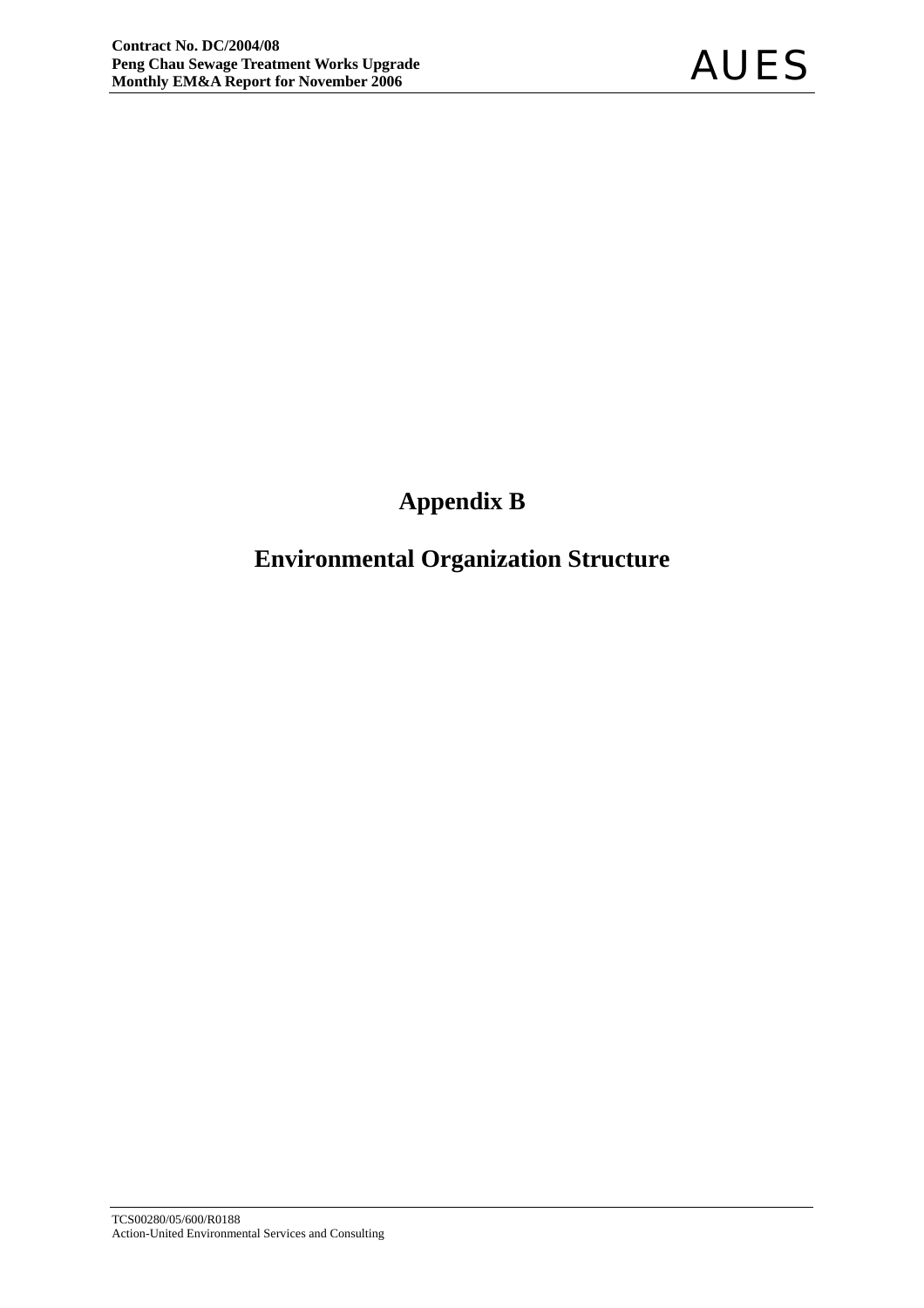# Appendix B

# Environmental Organization Structure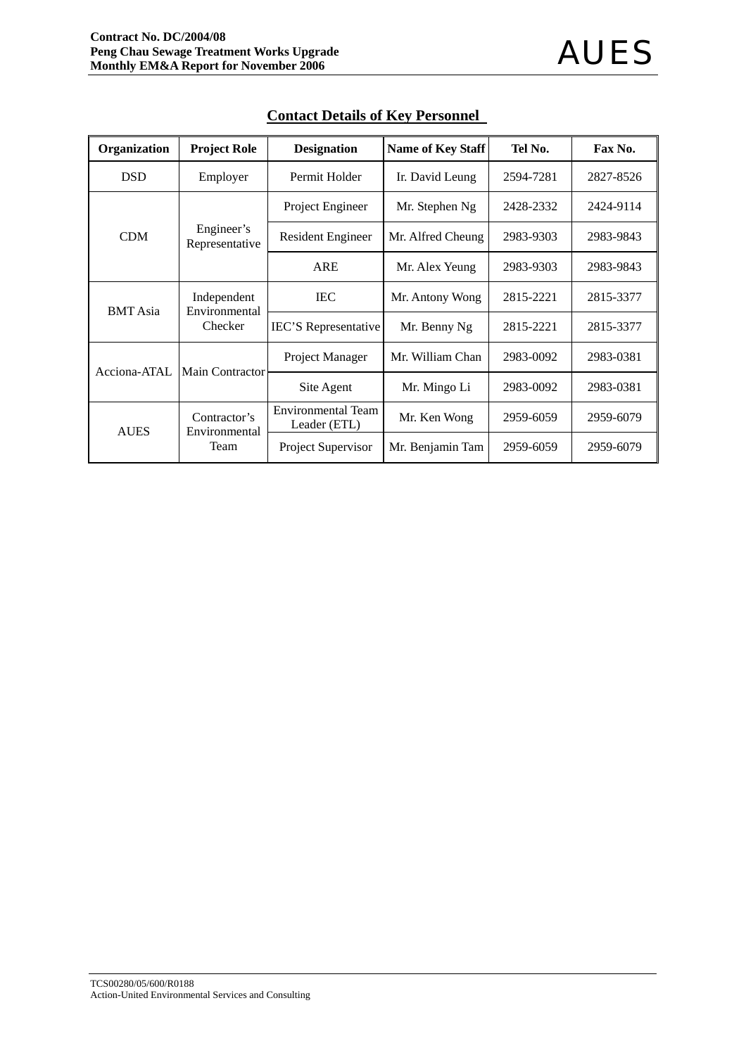## Contact Details of Key Personnel

| Organization | Project Role | Designation | Name of Key Staff | Tel No. | Fax No. |
|---|---|---|---|---|---|
| DSD | Employer | Permit Holder | Ir. David Leung | 2594-7281 | 2827-8526 |
| CDM | Engineer's Representative | Project Engineer | Mr. Stephen Ng | 2428-2332 | 2424-9114 |
| | | Resident Engineer | Mr. Alfred Cheung | 2983-9303 | 2983-9843 |
| | | ARE | Mr. Alex Yeung | 2983-9303 | 2983-9843 |
| BMT Asia | Independent Environmental Checker | IEC | Mr. Antony Wong | 2815-2221 | 2815-3377 |
| | | IEC'S Representative | Mr. Benny Ng | 2815-2221 | 2815-3377 |
| Acciona-ATAL | Main Contractor | Project Manager | Mr. William Chan | 2983-0092 | 2983-0381 |
| | | Site Agent | Mr. Mingo Li | 2983-0092 | 2983-0381 |
| AUES | Contractor's Environmental Team | Environmental Team Leader (ETL) | Mr. Ken Wong | 2959-6059 | 2959-6079 |
| | | Project Supervisor | Mr. Benjamin Tam | 2959-6059 | 2959-6079 |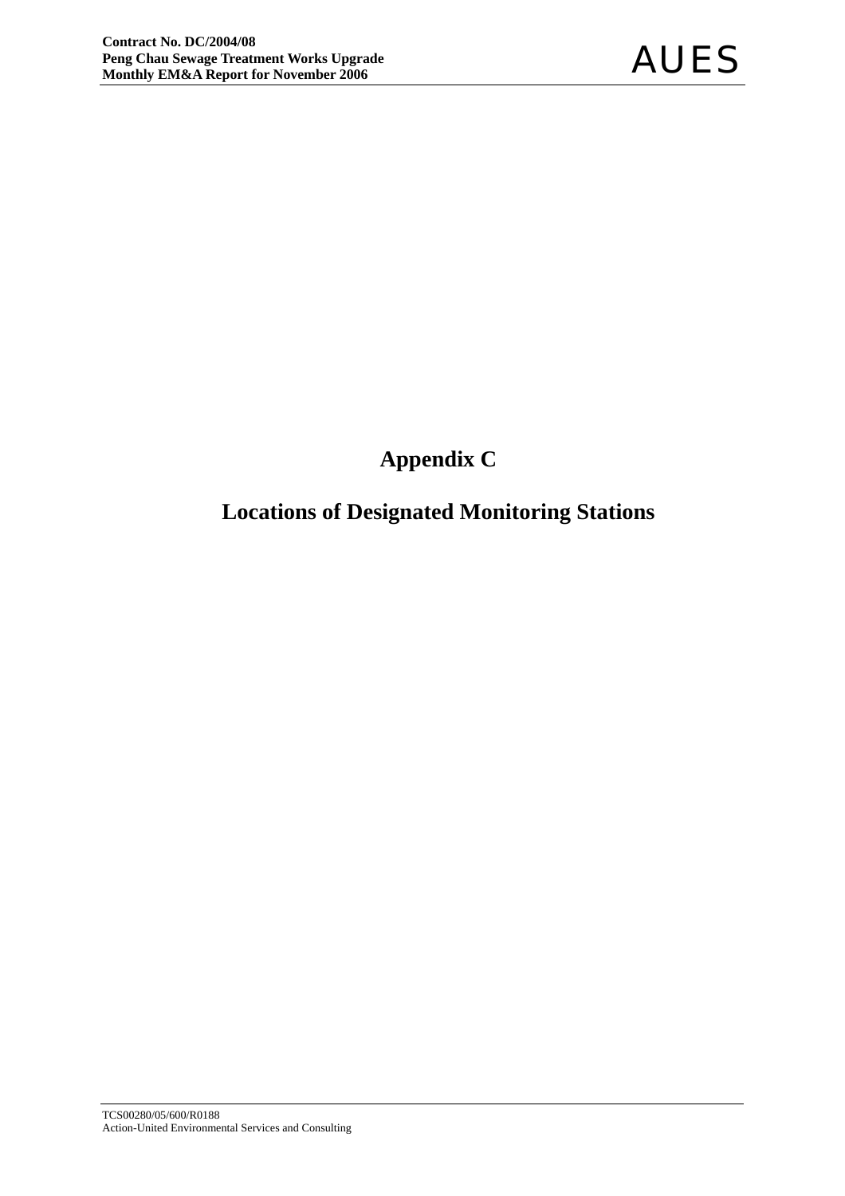# Appendix C

# Locations of Designated Monitoring Stations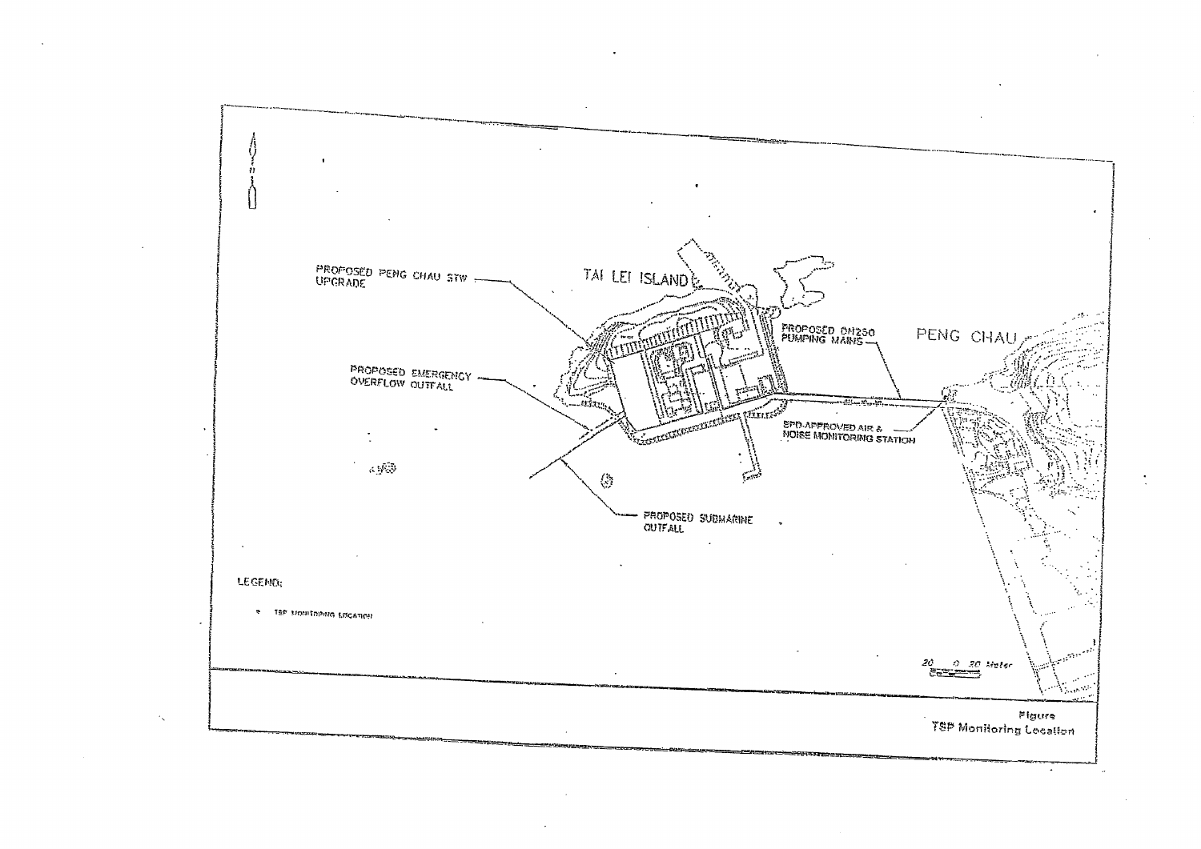PROPOSED PENG CHAU STW UPGRADE

TAI LEI ISLAND

PROPOSED DN250 PUMPING MAINS

PENG CHAU

PROPOSED EMERGENCY OVERFLOW OUTFALL

EPD-APPROVED AIR & NOISE MONITORING STATION

PROPOSED SUBMARINE OUTFALL

LEGEND:

• TSP MONITORING LOCATION

20 0 20 Meter

Figure
TSP Monitoring Location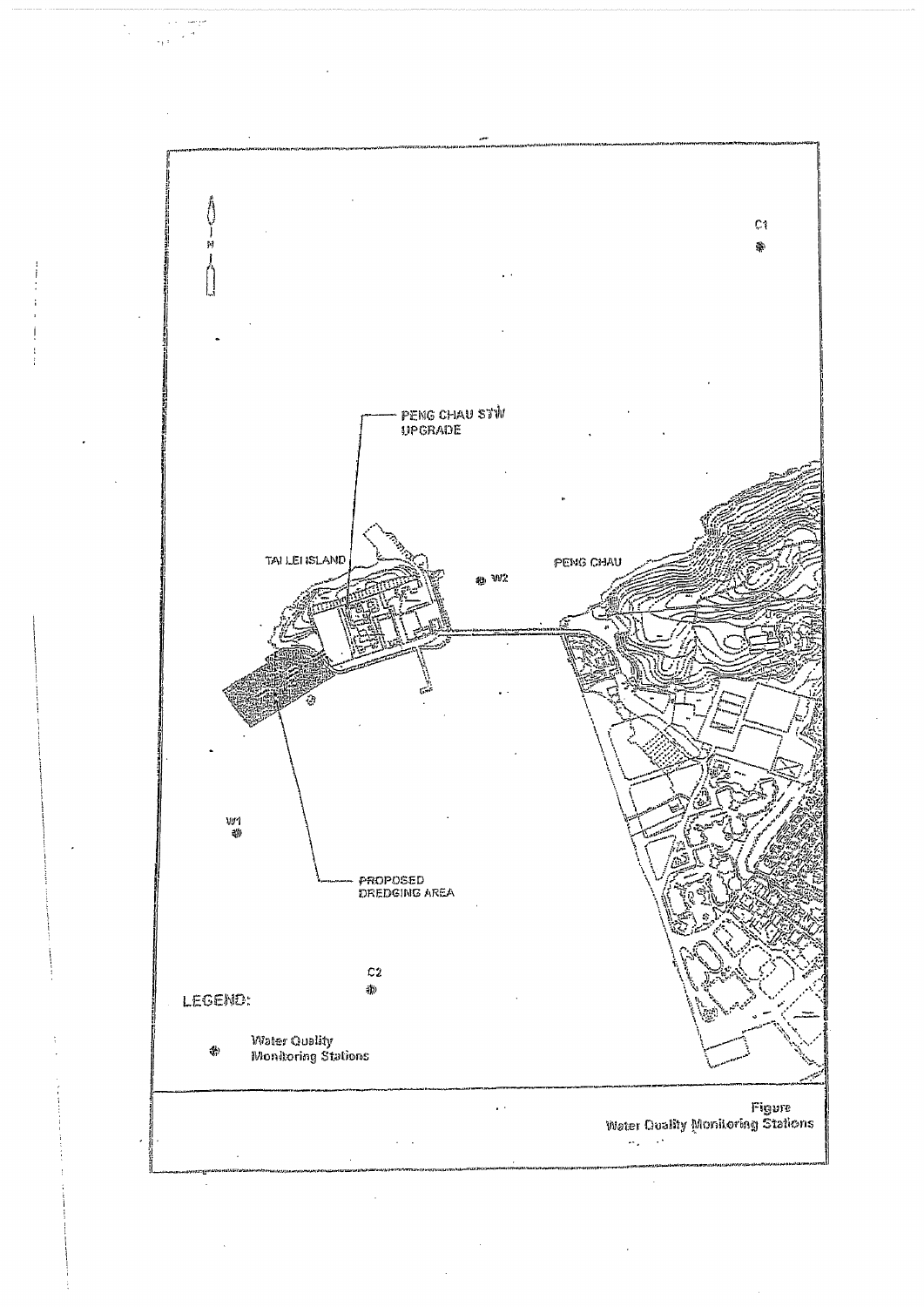N

C1

PENG CHAU STW UPGRADE

TAI LEI ISLAND

W2

PENG CHAU

W1

PROPOSED DREDGING AREA

C2

LEGEND:

Water Quality Monitoring Stations

Figure
Water Quality Monitoring Stations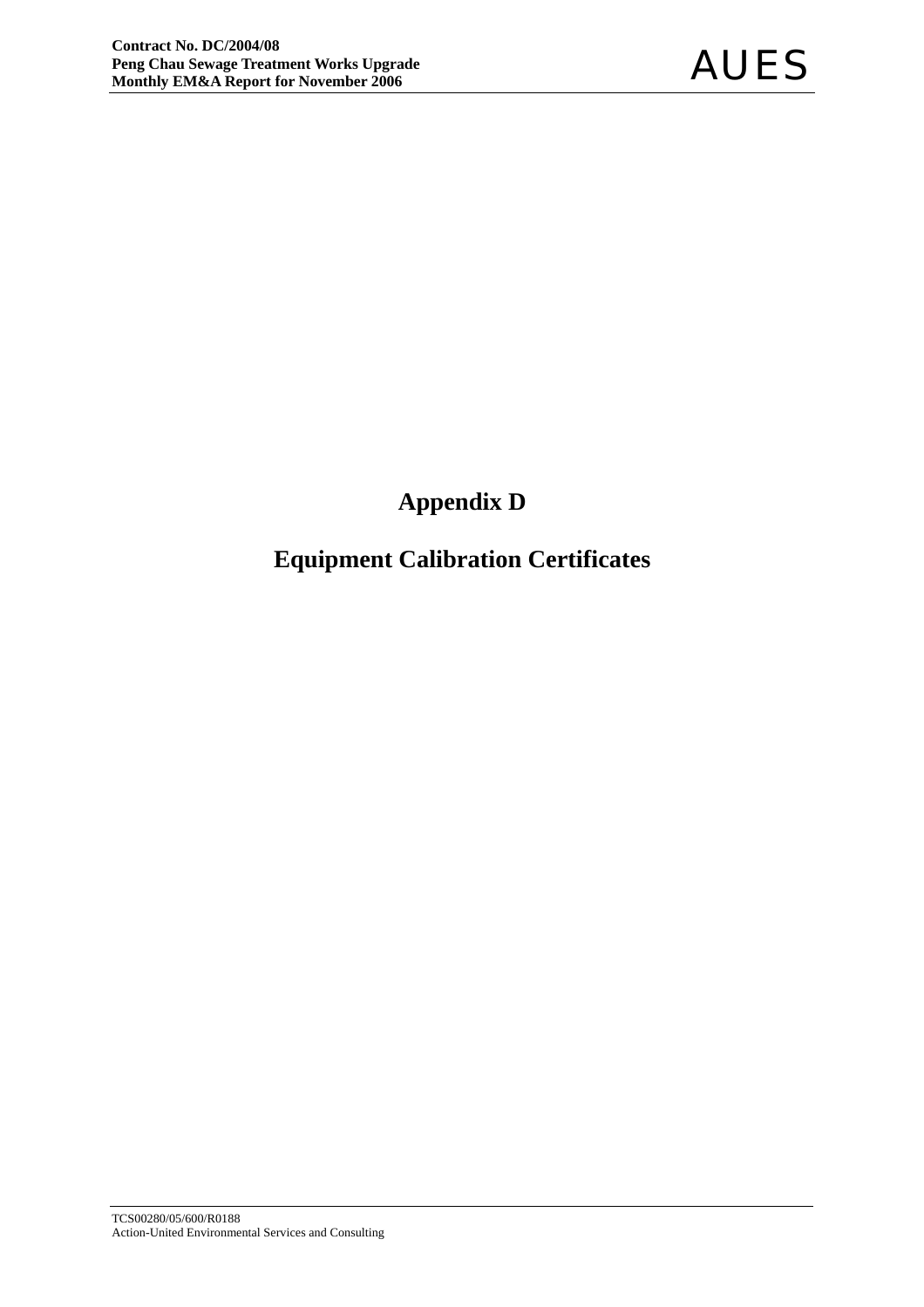# Appendix D

# Equipment Calibration Certificates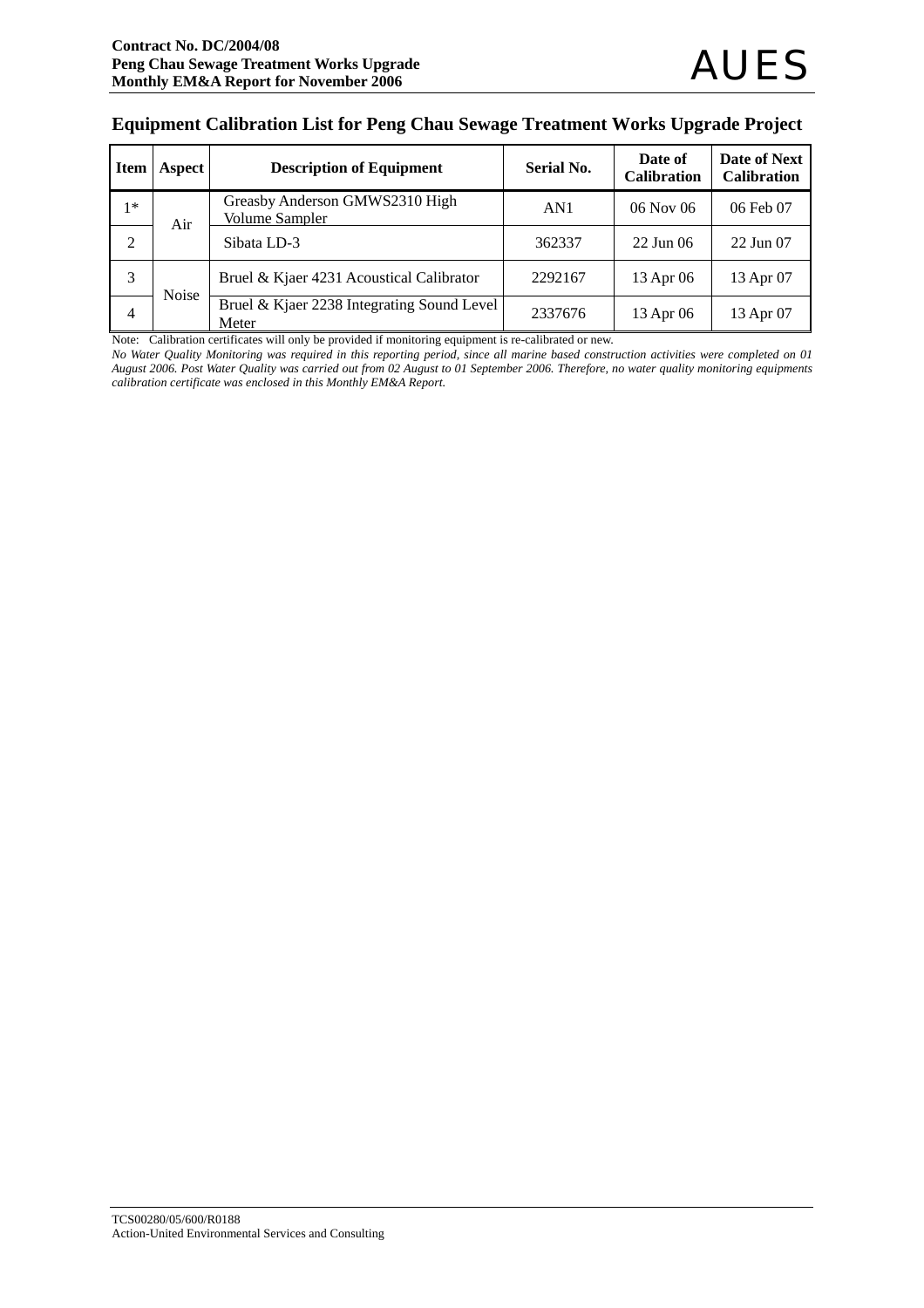## Equipment Calibration List for Peng Chau Sewage Treatment Works Upgrade Project

| Item | Aspect | Description of Equipment | Serial No. | Date of Calibration | Date of Next Calibration |
|---|---|---|---|---|---|
| 1* | Air | Greasby Anderson GMWS2310 High Volume Sampler | AN1 | 06 Nov 06 | 06 Feb 07 |
| 2 | | Sibata LD-3 | 362337 | 22 Jun 06 | 22 Jun 07 |
| 3 | Noise | Bruel & Kjaer 4231 Acoustical Calibrator | 2292167 | 13 Apr 06 | 13 Apr 07 |
| 4 | | Bruel & Kjaer 2238 Integrating Sound Level Meter | 2337676 | 13 Apr 06 | 13 Apr 07 |

Note: Calibration certificates will only be provided if monitoring equipment is re-calibrated or new.

*No Water Quality Monitoring was required in this reporting period, since all marine based construction activities were completed on 01 August 2006. Post Water Quality was carried out from 02 August to 01 September 2006. Therefore, no water quality monitoring equipments calibration certificate was enclosed in this Monthly EM&A Report.*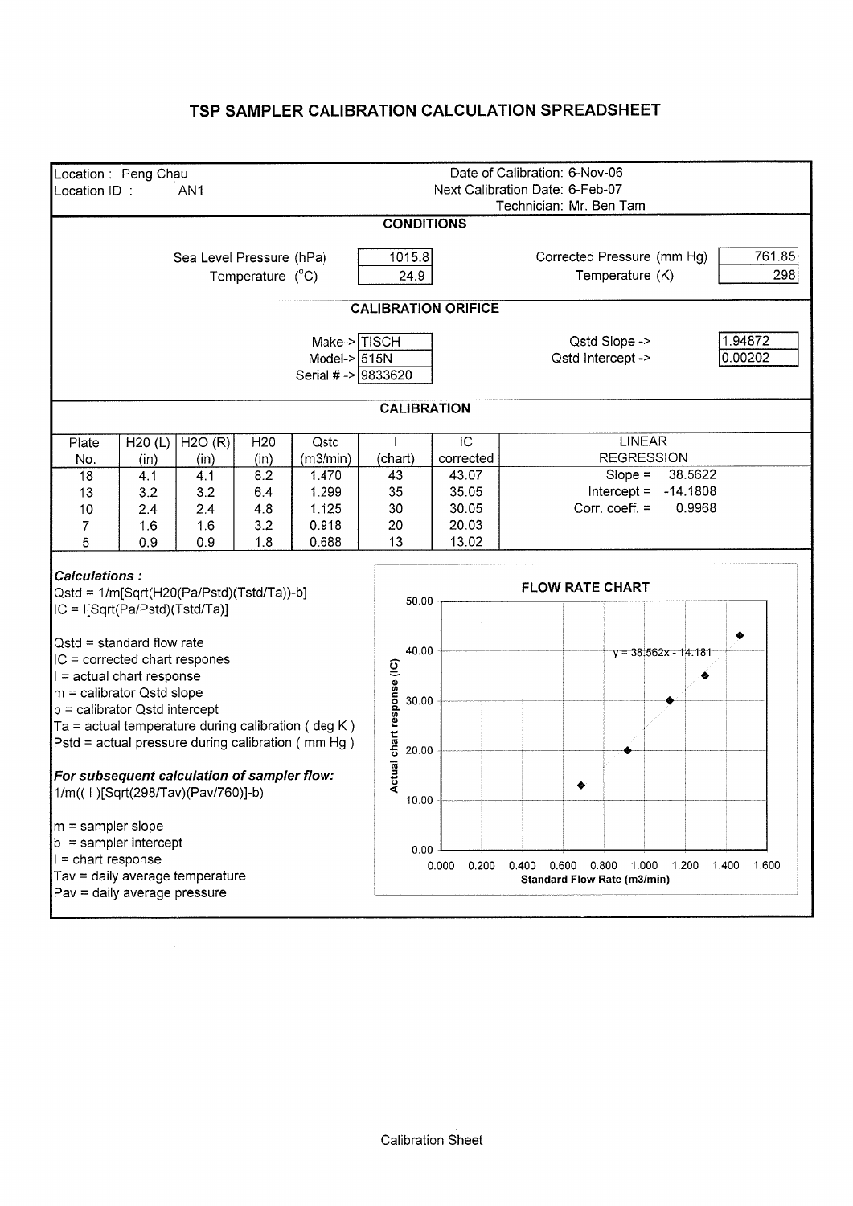# TSP SAMPLER CALIBRATION CALCULATION SPREADSHEET

Location : Peng Chau
Location ID : AN1

Date of Calibration: 6-Nov-06
Next Calibration Date: 6-Feb-07
Technician: Mr. Ben Tam

## CONDITIONS

| | | | |
|---|---|---|---|
| Sea Level Pressure (hPa) | 1015.8 | Corrected Pressure (mm Hg) | 761.85 |
| Temperature (°C) | 24.9 | Temperature (K) | 298 |

## CALIBRATION ORIFICE

| | | | |
|---|---|---|---|
| Make-> | TISCH | Qstd Slope -> | 1.94872 |
| Model-> | 515N | Qstd Intercept -> | 0.00202 |
| Serial # -> | 9833620 | | |

## CALIBRATION

| Plate No. | H20 (L) (in) | H2O (R) (in) | H20 (in) | Qstd (m3/min) | I (chart) | IC corrected | LINEAR REGRESSION |
|---|---|---|---|---|---|---|---|
| 18 | 4.1 | 4.1 | 8.2 | 1.470 | 43 | 43.07 | Slope = 38.5622 |
| 13 | 3.2 | 3.2 | 6.4 | 1.299 | 35 | 35.05 | Intercept = -14.1808 |
| 10 | 2.4 | 2.4 | 4.8 | 1.125 | 30 | 30.05 | Corr. coeff. = 0.9968 |
| 7 | 1.6 | 1.6 | 3.2 | 0.918 | 20 | 20.03 | |
| 5 | 0.9 | 0.9 | 1.8 | 0.688 | 13 | 13.02 | |

***Calculations :***

Qstd = 1/m[Sqrt(H20(Pa/Pstd)(Tstd/Ta))-b]
IC = I[Sqrt(Pa/Pstd)(Tstd/Ta)]

Qstd = standard flow rate
IC = corrected chart respones
I = actual chart response
m = calibrator Qstd slope
b = calibrator Qstd intercept
Ta = actual temperature during calibration ( deg K )
Pstd = actual pressure during calibration ( mm Hg )

***For subsequent calculation of sampler flow:***
1/m(( I )[Sqrt(298/Tav)(Pav/760)]-b)

m = sampler slope
b = sampler intercept
I = chart response
Tav = daily average temperature
Pav = daily average pressure

**FLOW RATE CHART**

y = 38.562x - 14.181

Actual chart response (IC) vs. Standard Flow Rate (m3/min)

Calibration Sheet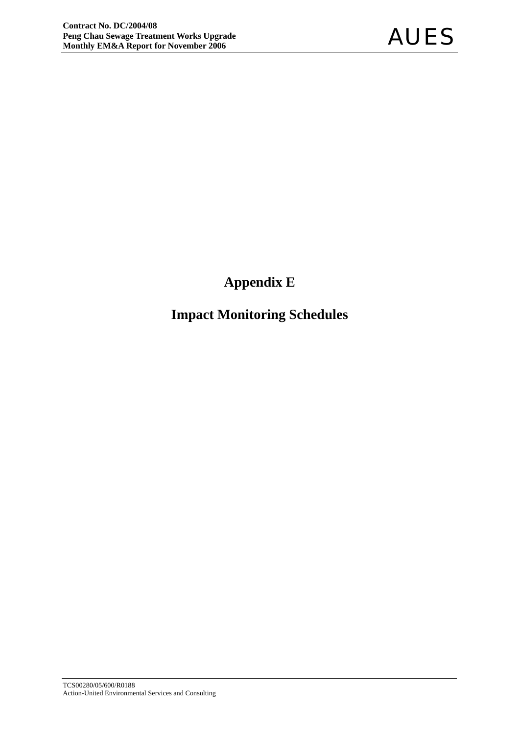# Appendix E

# Impact Monitoring Schedules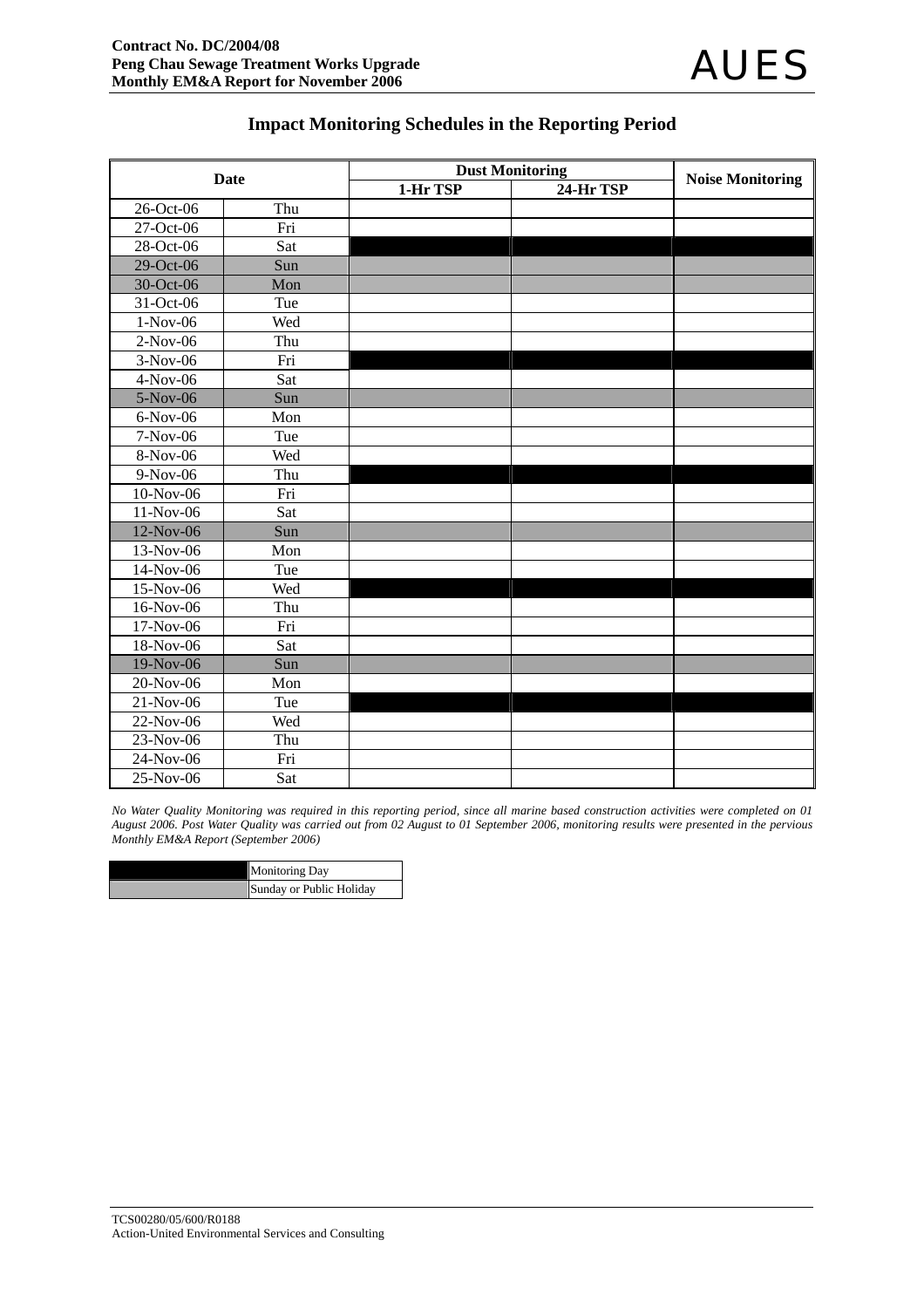## Impact Monitoring Schedules in the Reporting Period

| Date | | Dust Monitoring | | Noise Monitoring |
|---|---|---|---|---|
| | | 1-Hr TSP | 24-Hr TSP | |
| 26-Oct-06 | Thu | | | |
| 27-Oct-06 | Fri | | | |
| 28-Oct-06 | Sat | ■ | ■ | ■ |
| 29-Oct-06 | Sun | ░ | ░ | ░ |
| 30-Oct-06 | Mon | ░ | ░ | ░ |
| 31-Oct-06 | Tue | | | |
| 1-Nov-06 | Wed | | | |
| 2-Nov-06 | Thu | | | |
| 3-Nov-06 | Fri | ■ | ■ | ■ |
| 4-Nov-06 | Sat | | | |
| 5-Nov-06 | Sun | ░ | ░ | ░ |
| 6-Nov-06 | Mon | | | |
| 7-Nov-06 | Tue | | | |
| 8-Nov-06 | Wed | | | |
| 9-Nov-06 | Thu | ■ | ■ | ■ |
| 10-Nov-06 | Fri | | | |
| 11-Nov-06 | Sat | | | |
| 12-Nov-06 | Sun | ░ | ░ | ░ |
| 13-Nov-06 | Mon | | | |
| 14-Nov-06 | Tue | | | |
| 15-Nov-06 | Wed | ■ | ■ | ■ |
| 16-Nov-06 | Thu | | | |
| 17-Nov-06 | Fri | | | |
| 18-Nov-06 | Sat | | | |
| 19-Nov-06 | Sun | ░ | ░ | ░ |
| 20-Nov-06 | Mon | | | |
| 21-Nov-06 | Tue | ■ | ■ | ■ |
| 22-Nov-06 | Wed | | | |
| 23-Nov-06 | Thu | | | |
| 24-Nov-06 | Fri | | | |
| 25-Nov-06 | Sat | | | |

*No Water Quality Monitoring was required in this reporting period, since all marine based construction activities were completed on 01 August 2006. Post Water Quality was carried out from 02 August to 01 September 2006, monitoring results were presented in the pervious Monthly EM&A Report (September 2006)*

| | |
|---|---|
| ■ | Monitoring Day |
| ░ | Sunday or Public Holiday |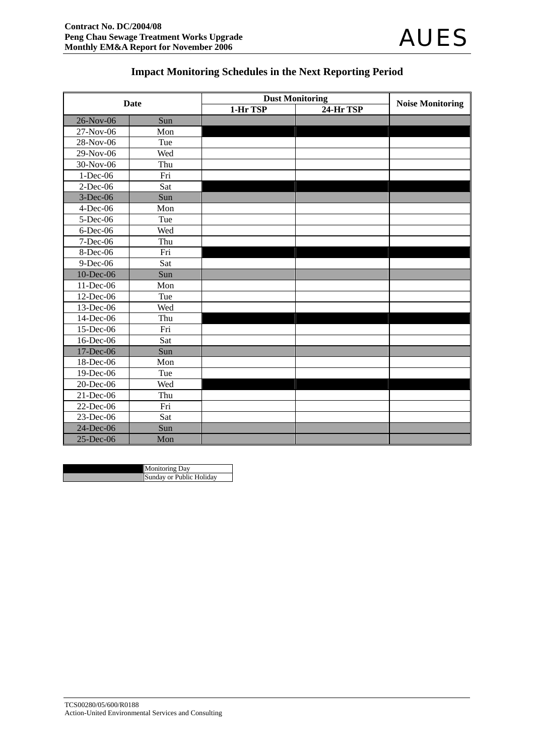## Impact Monitoring Schedules in the Next Reporting Period

| Date | | Dust Monitoring | | Noise Monitoring |
|---|---|---|---|---|
| | | 1-Hr TSP | 24-Hr TSP | |
| 26-Nov-06 | Sun | Sunday or Public Holiday | Sunday or Public Holiday | Sunday or Public Holiday |
| 27-Nov-06 | Mon | Monitoring Day | Monitoring Day | Monitoring Day |
| 28-Nov-06 | Tue | | | |
| 29-Nov-06 | Wed | | | |
| 30-Nov-06 | Thu | | | |
| 1-Dec-06 | Fri | | | |
| 2-Dec-06 | Sat | Monitoring Day | Monitoring Day | Monitoring Day |
| 3-Dec-06 | Sun | Sunday or Public Holiday | Sunday or Public Holiday | Sunday or Public Holiday |
| 4-Dec-06 | Mon | | | |
| 5-Dec-06 | Tue | | | |
| 6-Dec-06 | Wed | | | |
| 7-Dec-06 | Thu | | | |
| 8-Dec-06 | Fri | Monitoring Day | Monitoring Day | Monitoring Day |
| 9-Dec-06 | Sat | | | |
| 10-Dec-06 | Sun | Sunday or Public Holiday | Sunday or Public Holiday | Sunday or Public Holiday |
| 11-Dec-06 | Mon | | | |
| 12-Dec-06 | Tue | | | |
| 13-Dec-06 | Wed | | | |
| 14-Dec-06 | Thu | Monitoring Day | Monitoring Day | Monitoring Day |
| 15-Dec-06 | Fri | | | |
| 16-Dec-06 | Sat | | | |
| 17-Dec-06 | Sun | Sunday or Public Holiday | Sunday or Public Holiday | Sunday or Public Holiday |
| 18-Dec-06 | Mon | | | |
| 19-Dec-06 | Tue | | | |
| 20-Dec-06 | Wed | Monitoring Day | Monitoring Day | Monitoring Day |
| 21-Dec-06 | Thu | | | |
| 22-Dec-06 | Fri | | | |
| 23-Dec-06 | Sat | | | |
| 24-Dec-06 | Sun | Sunday or Public Holiday | Sunday or Public Holiday | Sunday or Public Holiday |
| 25-Dec-06 | Mon | Sunday or Public Holiday | Sunday or Public Holiday | Sunday or Public Holiday |

| Legend | |
|---|---|
| (black) | Monitoring Day |
| (grey) | Sunday or Public Holiday |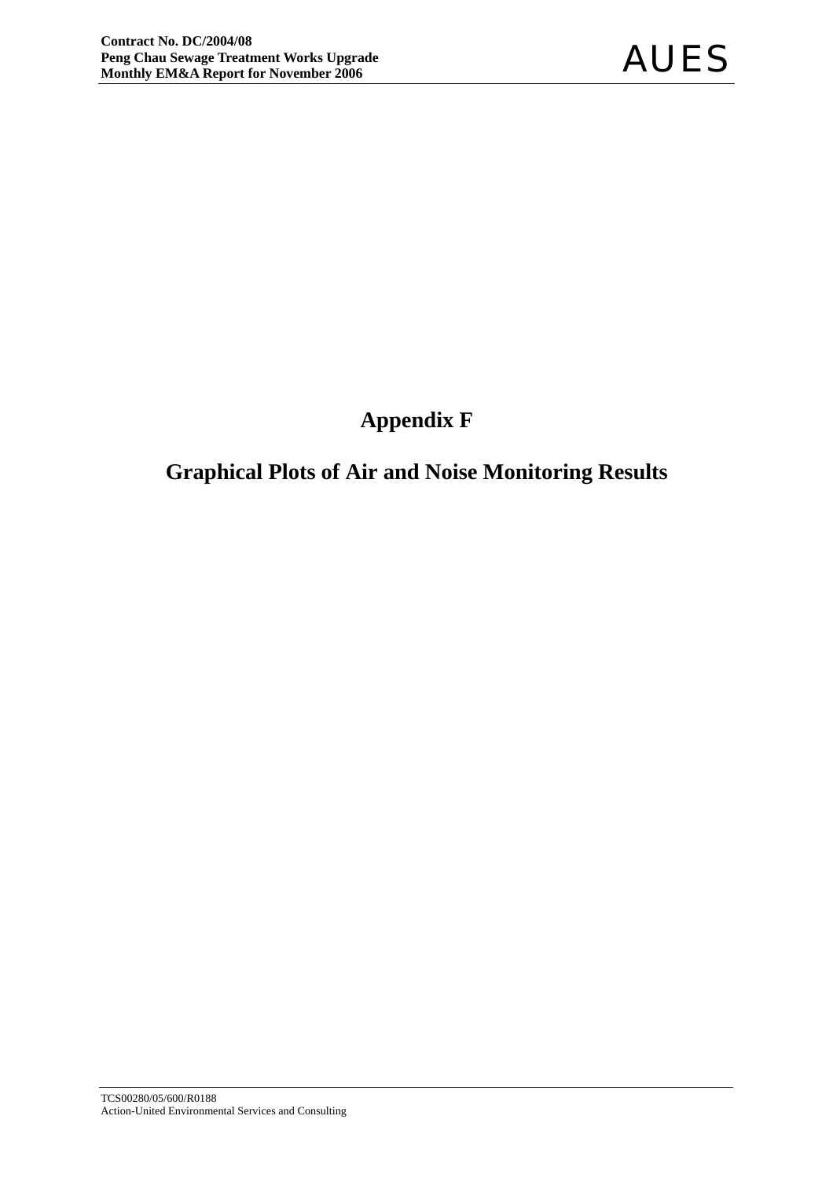# Appendix F

## Graphical Plots of Air and Noise Monitoring Results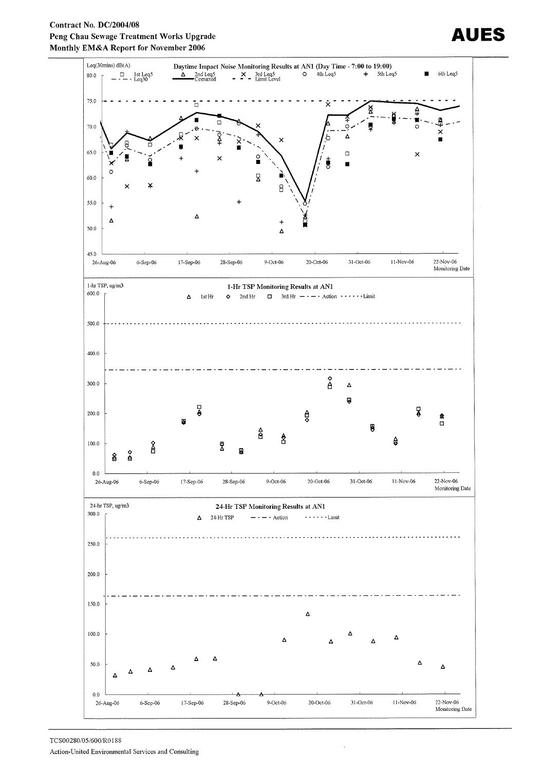Leq(30mins) dB(A)

**Daytime Impact Noise Monitoring Results at AN1 (Day Time - 7:00 to 19:00)**

□ 1st Leq5 · △ 2nd Leq5 · × 3rd Leq5 · ○ 4th Leq5 · + 5th Leq5 · ■ 6th Leq5 · Leq30 · Corrected · Limit Level

Monitoring Date: 26-Aug-06, 6-Sep-06, 17-Sep-06, 28-Sep-06, 9-Oct-06, 20-Oct-06, 31-Oct-06, 11-Nov-06, 22-Nov-06

1-hr TSP, ug/m3

**1-Hr TSP Monitoring Results at AN1**

△ 1st Hr · ◇ 2nd Hr · □ 3rd Hr · Action · Limit

Monitoring Date: 26-Aug-06, 6-Sep-06, 17-Sep-06, 28-Sep-06, 9-Oct-06, 20-Oct-06, 31-Oct-06, 11-Nov-06, 22-Nov-06

24-hr TSP, ug/m3

**24-Hr TSP Monitoring Results at AN1**

△ 24-Hr TSP · Action · Limit

Monitoring Date: 26-Aug-06, 6-Sep-06, 17-Sep-06, 28-Sep-06, 9-Oct-06, 20-Oct-06, 31-Oct-06, 11-Nov-06, 22-Nov-06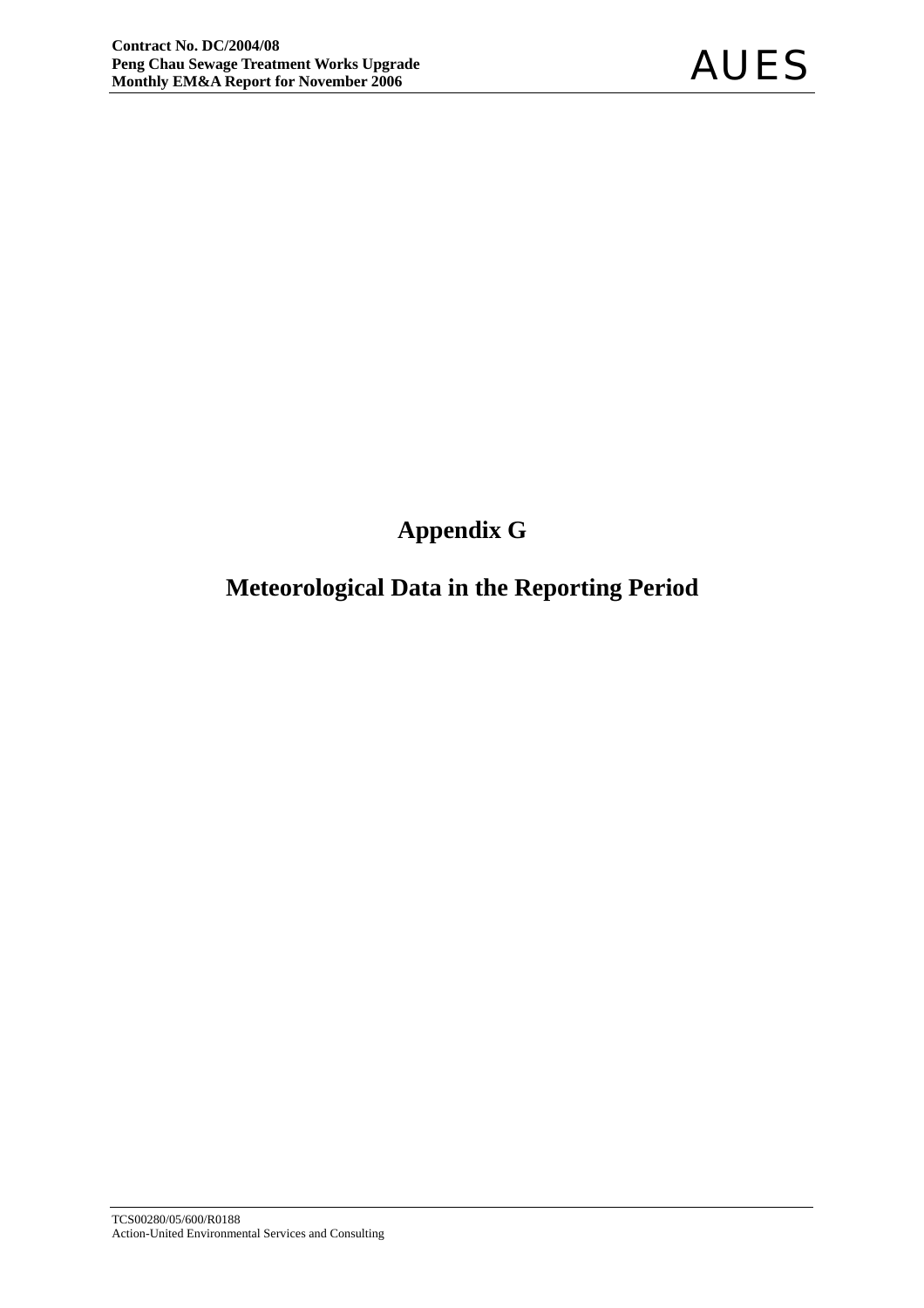# Appendix G

# Meteorological Data in the Reporting Period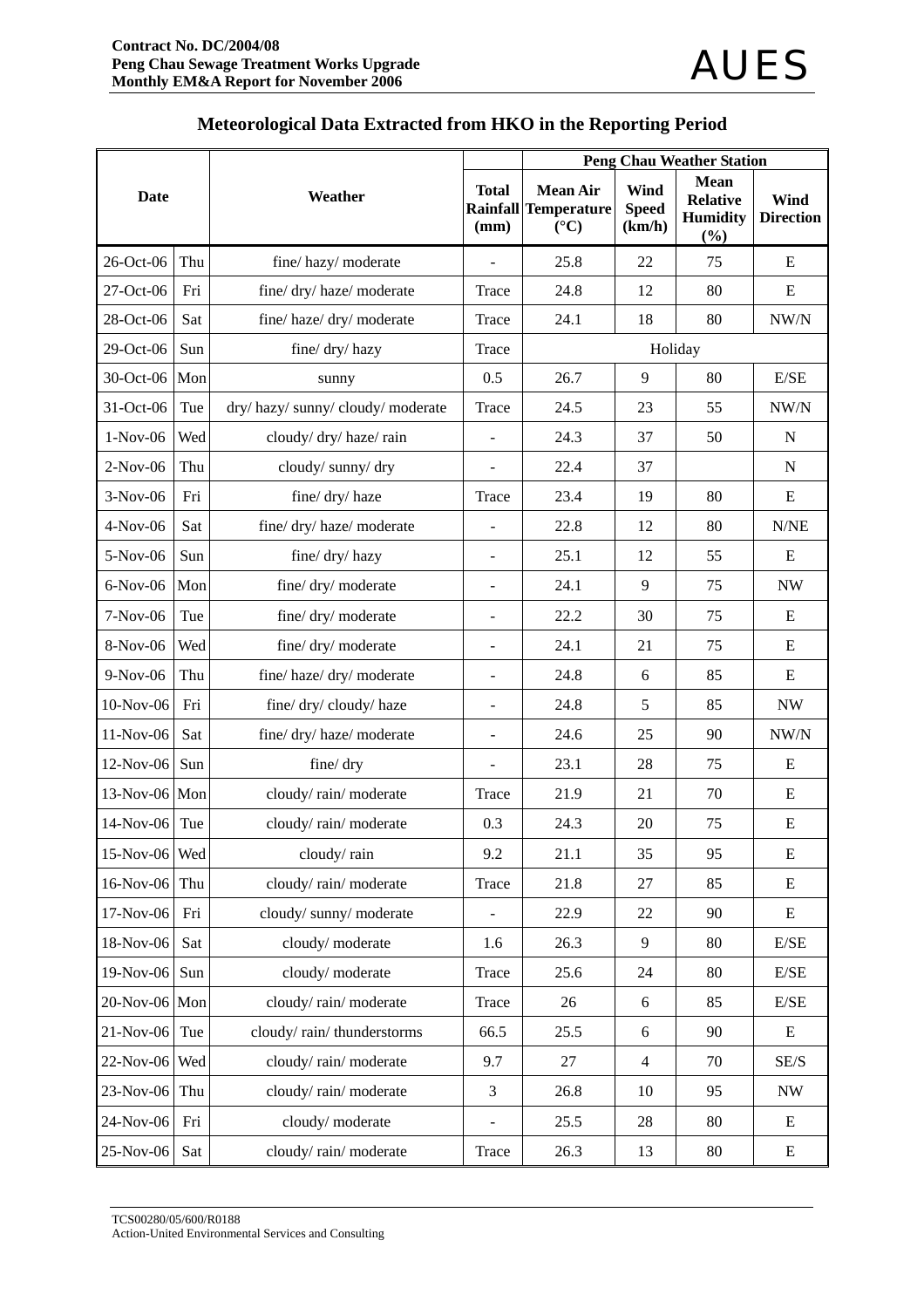## Meteorological Data Extracted from HKO in the Reporting Period

| Date | | Weather | Total Rainfall (mm) | Peng Chau Weather Station | | | |
|---|---|---|---|---|---|---|---|
| | | | | Mean Air Temperature (°C) | Wind Speed (km/h) | Mean Relative Humidity (%) | Wind Direction |
| 26-Oct-06 | Thu | fine/ hazy/ moderate | - | 25.8 | 22 | 75 | E |
| 27-Oct-06 | Fri | fine/ dry/ haze/ moderate | Trace | 24.8 | 12 | 80 | E |
| 28-Oct-06 | Sat | fine/ haze/ dry/ moderate | Trace | 24.1 | 18 | 80 | NW/N |
| 29-Oct-06 | Sun | fine/ dry/ hazy | Trace | Holiday | | | |
| 30-Oct-06 | Mon | sunny | 0.5 | 26.7 | 9 | 80 | E/SE |
| 31-Oct-06 | Tue | dry/ hazy/ sunny/ cloudy/ moderate | Trace | 24.5 | 23 | 55 | NW/N |
| 1-Nov-06 | Wed | cloudy/ dry/ haze/ rain | - | 24.3 | 37 | 50 | N |
| 2-Nov-06 | Thu | cloudy/ sunny/ dry | - | 22.4 | 37 | | N |
| 3-Nov-06 | Fri | fine/ dry/ haze | Trace | 23.4 | 19 | 80 | E |
| 4-Nov-06 | Sat | fine/ dry/ haze/ moderate | - | 22.8 | 12 | 80 | N/NE |
| 5-Nov-06 | Sun | fine/ dry/ hazy | - | 25.1 | 12 | 55 | E |
| 6-Nov-06 | Mon | fine/ dry/ moderate | - | 24.1 | 9 | 75 | NW |
| 7-Nov-06 | Tue | fine/ dry/ moderate | - | 22.2 | 30 | 75 | E |
| 8-Nov-06 | Wed | fine/ dry/ moderate | - | 24.1 | 21 | 75 | E |
| 9-Nov-06 | Thu | fine/ haze/ dry/ moderate | - | 24.8 | 6 | 85 | E |
| 10-Nov-06 | Fri | fine/ dry/ cloudy/ haze | - | 24.8 | 5 | 85 | NW |
| 11-Nov-06 | Sat | fine/ dry/ haze/ moderate | - | 24.6 | 25 | 90 | NW/N |
| 12-Nov-06 | Sun | fine/ dry | - | 23.1 | 28 | 75 | E |
| 13-Nov-06 | Mon | cloudy/ rain/ moderate | Trace | 21.9 | 21 | 70 | E |
| 14-Nov-06 | Tue | cloudy/ rain/ moderate | 0.3 | 24.3 | 20 | 75 | E |
| 15-Nov-06 | Wed | cloudy/ rain | 9.2 | 21.1 | 35 | 95 | E |
| 16-Nov-06 | Thu | cloudy/ rain/ moderate | Trace | 21.8 | 27 | 85 | E |
| 17-Nov-06 | Fri | cloudy/ sunny/ moderate | - | 22.9 | 22 | 90 | E |
| 18-Nov-06 | Sat | cloudy/ moderate | 1.6 | 26.3 | 9 | 80 | E/SE |
| 19-Nov-06 | Sun | cloudy/ moderate | Trace | 25.6 | 24 | 80 | E/SE |
| 20-Nov-06 | Mon | cloudy/ rain/ moderate | Trace | 26 | 6 | 85 | E/SE |
| 21-Nov-06 | Tue | cloudy/ rain/ thunderstorms | 66.5 | 25.5 | 6 | 90 | E |
| 22-Nov-06 | Wed | cloudy/ rain/ moderate | 9.7 | 27 | 4 | 70 | SE/S |
| 23-Nov-06 | Thu | cloudy/ rain/ moderate | 3 | 26.8 | 10 | 95 | NW |
| 24-Nov-06 | Fri | cloudy/ moderate | - | 25.5 | 28 | 80 | E |
| 25-Nov-06 | Sat | cloudy/ rain/ moderate | Trace | 26.3 | 13 | 80 | E |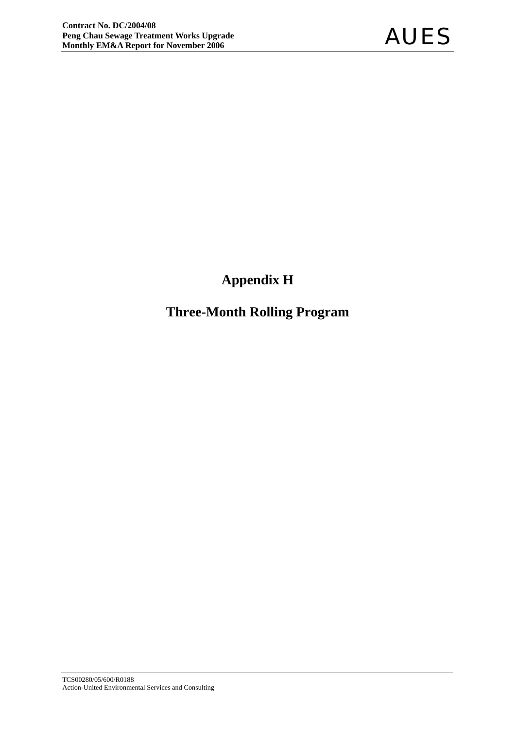# Appendix H

# Three-Month Rolling Program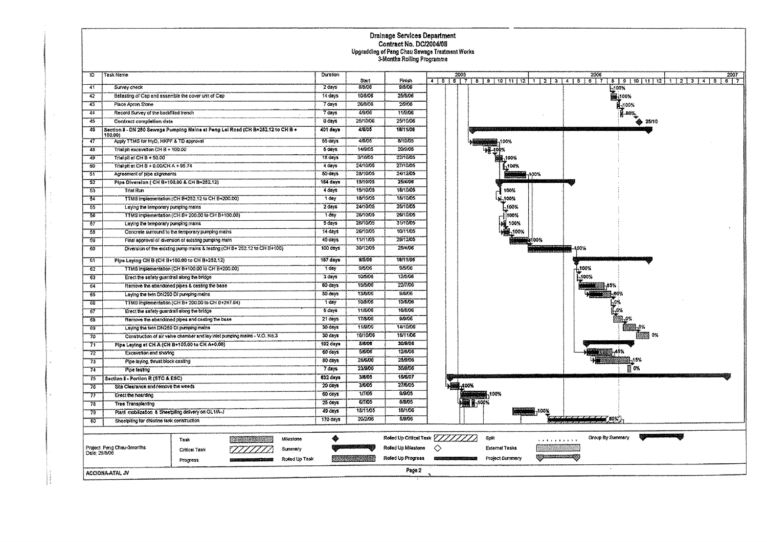# Drainage Services Department

## Contract No. DC/2004/08

### Upgrading of Peng Chau Sewage Treatment Works

### 3-Months Rolling Programme

| ID | Task Name | Duration | Start | Finish | Progress |
|---|---|---|---|---|---|
| 41 | Survey check | 2 days | 8/8/06 | 9/8/06 | 100% |
| 42 | Ballasting of Cap and assemble the cover unit of Cap | 14 days | 10/8/06 | 25/8/06 | 100% |
| 43 | Place Apron Stone | 7 days | 26/8/06 | 2/9/06 | 100% |
| 44 | Record Survey of the backfilled trench | 7 days | 4/9/06 | 11/9/06 | 80% |
| 45 | Contract completion date | 0 days | 25/10/06 | 25/10/06 | 25/10 |
| 46 | **Section II - DN 250 Sewage Pumping Mains at Peng Lei Road (CH B+252.12 to CH B + 100.00)** | **401 days** | **4/8/05** | **18/11/06** | |
| 47 | Apply TTMS for HyD, HKPF & TD approval | 55 days | 4/8/05 | 8/10/05 | 100% |
| 48 | Trial pit excavation CH B + 100.00 | 6 days | 14/9/05 | 20/9/05 | 100% |
| 49 | Trial pit at CH B + 50.00 | 18 days | 3/10/05 | 22/10/05 | 100% |
| 50 | Trial pit at CH B + 0.00/CH A + 95.74 | 4 days | 24/10/05 | 27/10/05 | 100% |
| 51 | Agreement of pipe alignments | 50 days | 28/10/05 | 24/12/05 | 100% |
| 52 | **Pipe Diversion ( CH B+100.00 & CH B+252.12)** | **164 days** | **15/10/05** | **25/4/06** | |
| 53 | Trial Run | 4 days | 15/10/05 | 18/10/05 | 100% |
| 54 | TTMS implementation (CH B+252.12 to CH B+200.00) | 1 day | 18/10/05 | 18/10/05 | 100% |
| 55 | Laying the temporary pumping mains | 2 days | 24/10/05 | 25/10/05 | 100% |
| 56 | TTMS implementation (CH B+ 200.00 to CH B+100.00) | 1 day | 26/10/05 | 26/10/05 | 100% |
| 57 | Laying the temporary pumping mains | 5 days | 26/10/05 | 31/10/05 | 100% |
| 58 | Concrete surround to the temporary pumping mains | 14 days | 26/10/05 | 10/11/05 | 100% |
| 59 | Final approval of diversion of existing pumping main | 40 days | 11/11/05 | 29/12/05 | 100% |
| 60 | Diversion of the existing pump mains & testing (CH B+ 252.12 to CH B+100) | 100 days | 30/12/05 | 25/4/06 | 100% |
| 61 | **Pipe Laying CH B (CH B+100.00 to CH B+252.12)** | **167 days** | **9/5/06** | **18/11/06** | |
| 62 | TTMS implementation (CH B+100.00 to CH B+200.00) | 1 day | 9/5/06 | 9/5/06 | 100% |
| 63 | Erect the safety guardrail along the bridge | 3 days | 10/5/06 | 12/5/06 | 100% |
| 64 | Remove the abandoned pipes & casting the base | 60 days | 15/5/06 | 22/7/06 | 85% |
| 65 | Laying the twin DN250 DI pumping mains | 50 days | 13/6/06 | 9/8/06 | 60% |
| 66 | TTMS implementation (CH B+ 200.00 to CH B+247.64) | 1 day | 10/8/06 | 10/8/06 | 0% |
| 67 | Erect the safety guardrail along the bridge | 5 days | 11/8/06 | 16/8/06 | 0% |
| 68 | Remove the abandoned pipes and casting the base | 21 days | 17/8/06 | 9/9/06 | 0% |
| 69 | Laying the twin DN250 DI pumping mains | 30 days | 11/9/06 | 14/10/06 | 0% |
| 70 | Construction of air valve chamber and lay inlet pumping mains - V.O. No.3 | 30 days | 16/10/06 | 18/11/06 | 0% |
| 71 | **Pipe Laying at CH A (CH B+100.00 to CH A+0.00)** | **102 days** | **5/6/06** | **30/9/06** | |
| 72 | Excavation and shoring | 60 days | 5/6/06 | 12/8/06 | 45% |
| 73 | Pipe laying, thrust block casting | 80 days | 28/6/06 | 28/9/06 | 15% |
| 74 | Pipe testing | 7 days | 23/9/06 | 30/9/06 | 0% |
| 75 | **Section II - Portion R (STC & ESC)** | **632 days** | **3/6/05** | **15/6/07** | |
| 76 | Site Clearance and remove the weeds | 20 days | 3/6/05 | 27/6/05 | 100% |
| 77 | Erect the hoarding | 60 days | 1/7/05 | 9/9/05 | 100% |
| 78 | Tree Transplanting | 25 days | 6/7/05 | 8/8/05 | 100% |
| 79 | Plant mobilization & Sheetpiling delivery on GL1/A-J | 49 days | 18/11/05 | 16/1/06 | 100% |
| 80 | Sheetpiling for chlorine tank construction | 170 days | 20/2/06 | 5/9/06 | 80% |

Project: Peng Chau-3months
Date: 29/8/06

Legend: Task; Critical Task; Progress; Milestone; Summary; Rolled Up Task; Rolled Up Critical Task; Rolled Up Milestone; Rolled Up Progress; Split; External Tasks; Project Summary; Group By Summary

ACCIONA-ATAL JV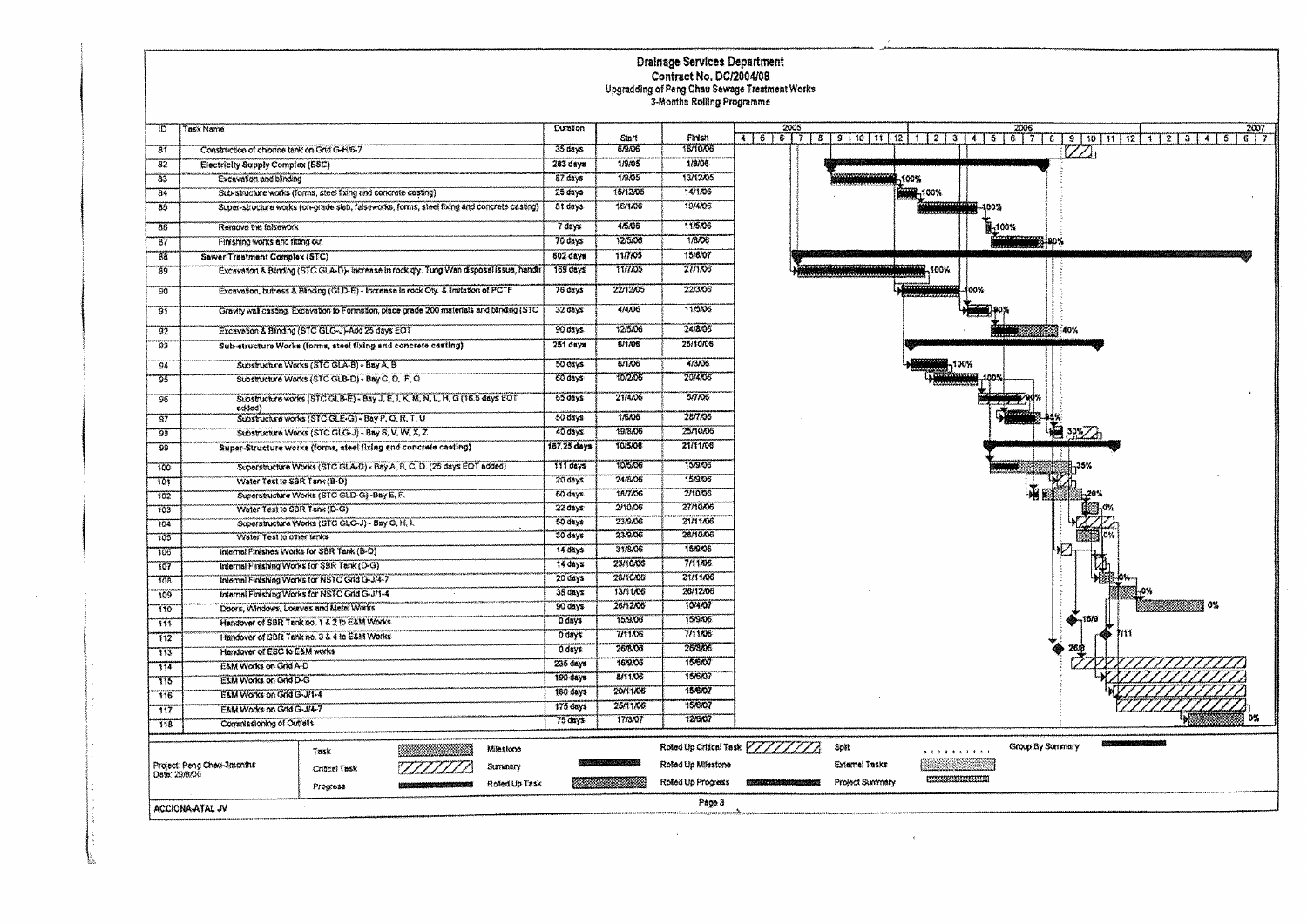# Drainage Services Department

## Contract No. DC/2004/08

### Upgradding of Peng Chau Sewage Treatment Works

### 3-Months Rolling Programme

| ID | Task Name | Duration | Start | Finish |
|---|---|---|---|---|
| 81 | Construction of chlorine tank on Grid G-H/6-7 | 35 days | 6/9/06 | 16/10/06 |
| 82 | **Electricity Supply Complex (ESC)** | **283 days** | **1/9/05** | **1/8/06** |
| 83 | Excavation and blinding | 87 days | 1/9/05 | 13/12/05 |
| 84 | Sub-structure works (forms, steel fixing and concrete casting) | 25 days | 15/12/05 | 14/1/06 |
| 85 | Super-structure works (on-grade slab, falseworks, forms, steel fixing and concrete casting) | 81 days | 16/1/06 | 19/4/06 |
| 86 | Remove the falsework | 7 days | 4/5/06 | 11/5/06 |
| 87 | Finishing works and fitting out | 70 days | 12/5/06 | 1/8/06 |
| 88 | **Sewer Treatment Complex (STC)** | **602 days** | **11/7/05** | **15/6/07** |
| 89 | Excavation & Blinding (STC GLA-D)- increase in rock qty. Tung Wan disposal issue, handli | 159 days | 11/7/05 | 27/1/06 |
| 90 | Excavation, butress & Blinding (GLD-E) - Increase in rock Qty. & limitation of PCTF | 76 days | 22/12/05 | 22/3/06 |
| 91 | Gravity wall casting, Excavation to Formation, place grade 200 materials and blinding (STC | 32 days | 4/4/06 | 11/5/06 |
| 92 | Excavation & Blinding (STC GLG-J)-Add 25 days EOT | 90 days | 12/5/06 | 24/8/06 |
| 93 | **Sub-structure Works (forms, steel fixing and concrete casting)** | **251 days** | **6/1/06** | **25/10/06** |
| 94 | Substructure Works (STC GLA-B) - Bay A, B | 50 days | 6/1/06 | 4/3/06 |
| 95 | Substructure Works (STC GLB-D) - Bay C, D, F, O | 60 days | 10/2/06 | 20/4/06 |
| 96 | Substructure works (STC GLB-E) - Bay J, E, I, K, M, N, L, H, G (16.5 days EOT added) | 65 days | 21/4/06 | 5/7/06 |
| 97 | Substructure works (STC GLE-G) - Bay P, Q, R, T, U | 50 days | 1/6/06 | 28/7/06 |
| 98 | Substructure Works (STC GLG-J) - Bay S, V, W, X, Z | 40 days | 19/8/06 | 25/10/06 |
| 99 | **Super-Structure works (forms, steel fixing and concrete casting)** | **167.25 days** | **10/5/06** | **21/11/06** |
| 100 | Superstructure Works (STC GLA-D) - Bay A, B, C, D, (25 days EOT added) | 111 days | 10/5/06 | 15/9/06 |
| 101 | Water Test to SBR Tank (B-D) | 20 days | 24/8/06 | 15/9/06 |
| 102 | Superstructure Works (STC GLD-G) -Bay E, F. | 60 days | 18/7/06 | 2/10/06 |
| 103 | Water Test to SBR Tank (D-G) | 22 days | 2/10/06 | 27/10/06 |
| 104 | Superstructure Works (STC GLG-J) - Bay G, H, I. | 50 days | 23/9/06 | 21/11/06 |
| 105 | Water Test to other tanks | 30 days | 23/9/06 | 28/10/06 |
| 106 | Internal Finishes Works for SBR Tank (B-D) | 14 days | 31/8/06 | 15/9/06 |
| 107 | Internal Finishing Works for SBR Tank (D-G) | 14 days | 23/10/06 | 7/11/06 |
| 108 | Internal Finishing Works for NSTC Grid G-J/4-7 | 20 days | 28/10/06 | 21/11/06 |
| 109 | Internal Finishing Works for NSTC Grid G-J/1-4 | 35 days | 13/11/06 | 26/12/06 |
| 110 | Doors, Windows, Louvres and Metal Works | 90 days | 26/12/06 | 10/4/07 |
| 111 | Handover of SBR Tank no. 1 & 2 to E&M Works | 0 days | 15/9/06 | 15/9/06 |
| 112 | Handover of SBR Tank no. 3 & 4 to E&M Works | 0 days | 7/11/06 | 7/11/06 |
| 113 | Handover of ESC to E&M works | 0 days | 26/8/06 | 26/8/06 |
| 114 | E&M Works on Grid A-D | 235 days | 16/9/06 | 15/6/07 |
| 115 | E&M Works on Grid D-G | 190 days | 8/11/06 | 15/6/07 |
| 116 | E&M Works on Grid G-J/1-4 | 180 days | 20/11/06 | 15/6/07 |
| 117 | E&M Works on Grid G-J/4-7 | 175 days | 25/11/06 | 15/6/07 |
| 118 | Commissioning of Outfalls | 75 days | 17/3/07 | 12/5/07 |

2005 | 4 5 6 7 8 9 10 11 12
2006 | 1 2 3 4 5 6 7 8 9 10 11 12
2007 | 1 2 3 4 5 6 7

100%, 100%, 100%, 100%, 80%, 100%, 100%, 90%, 40%, 100%, 100%, 90%, 85%, 30%, 35%, 20%, 0%, 0%, 0%, 0%, 0%, 15/9, 7/11, 26/8, 0%

Project: Peng Chau-3months
Date: 29/8/06

Task | Critical Task | Progress | Milestone | Summary | Rolled Up Task | Rolled Up Critical Task | Rolled Up Milestone | Rolled Up Progress | Split | External Tasks | Project Summary | Group By Summary

ACCIONA-ATAL JV